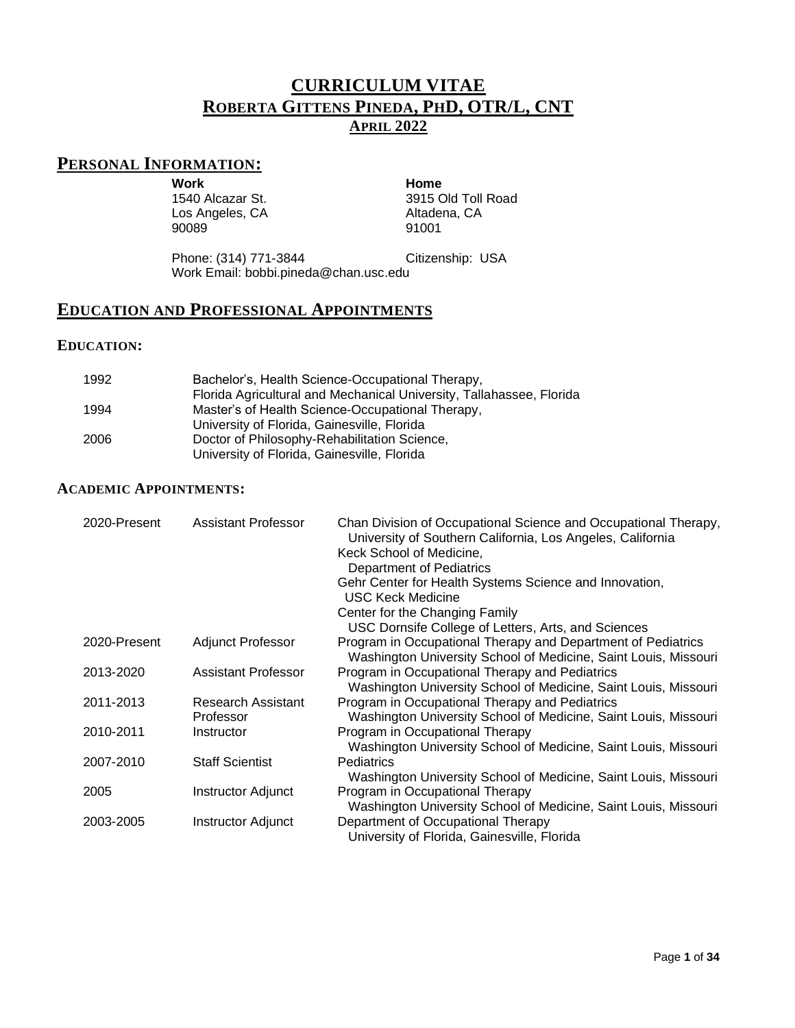# CURRICULUM VITAE
# ROBERTA GITTENS PINEDA, PHD, OTR/L, CNT
## APRIL 2022

## PERSONAL INFORMATION:

| Work | Home |
|---|---|
| 1540 Alcazar St. | 3915 Old Toll Road |
| Los Angeles, CA | Altadena, CA |
| 90089 | 91001 |

Phone: (314) 771-3844　　Citizenship: USA
Work Email: bobbi.pineda@chan.usc.edu

## EDUCATION AND PROFESSIONAL APPOINTMENTS

### EDUCATION:

| Year | Degree |
|---|---|
| 1992 | Bachelor's, Health Science-Occupational Therapy, Florida Agricultural and Mechanical University, Tallahassee, Florida |
| 1994 | Master's of Health Science-Occupational Therapy, University of Florida, Gainesville, Florida |
| 2006 | Doctor of Philosophy-Rehabilitation Science, University of Florida, Gainesville, Florida |

### ACADEMIC APPOINTMENTS:

| Years | Position | Institution |
|---|---|---|
| 2020-Present | Assistant Professor | Chan Division of Occupational Science and Occupational Therapy, University of Southern California, Los Angeles, California<br>Keck School of Medicine, Department of Pediatrics<br>Gehr Center for Health Systems Science and Innovation, USC Keck Medicine<br>Center for the Changing Family USC Dornsife College of Letters, Arts, and Sciences |
| 2020-Present | Adjunct Professor | Program in Occupational Therapy and Department of Pediatrics Washington University School of Medicine, Saint Louis, Missouri |
| 2013-2020 | Assistant Professor | Program in Occupational Therapy and Pediatrics Washington University School of Medicine, Saint Louis, Missouri |
| 2011-2013 | Research Assistant Professor | Program in Occupational Therapy and Pediatrics Washington University School of Medicine, Saint Louis, Missouri |
| 2010-2011 | Instructor | Program in Occupational Therapy Washington University School of Medicine, Saint Louis, Missouri |
| 2007-2010 | Staff Scientist | Pediatrics Washington University School of Medicine, Saint Louis, Missouri |
| 2005 | Instructor Adjunct | Program in Occupational Therapy Washington University School of Medicine, Saint Louis, Missouri |
| 2003-2005 | Instructor Adjunct | Department of Occupational Therapy University of Florida, Gainesville, Florida |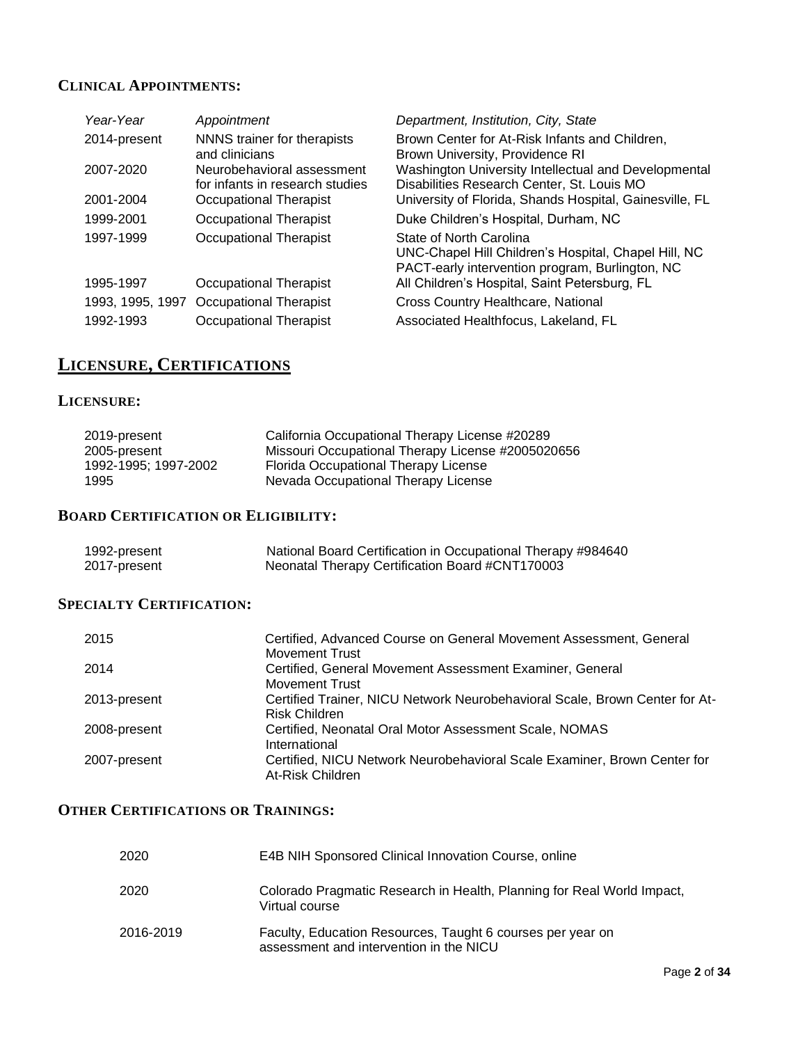### Clinical Appointments:

| *Year-Year* | *Appointment* | *Department, Institution, City, State* |
| --- | --- | --- |
| 2014-present | NNNS trainer for therapists and clinicians | Brown Center for At-Risk Infants and Children, Brown University, Providence RI |
| 2007-2020 | Neurobehavioral assessment for infants in research studies | Washington University Intellectual and Developmental Disabilities Research Center, St. Louis MO |
| 2001-2004 | Occupational Therapist | University of Florida, Shands Hospital, Gainesville, FL |
| 1999-2001 | Occupational Therapist | Duke Children's Hospital, Durham, NC |
| 1997-1999 | Occupational Therapist | State of North Carolina<br>UNC-Chapel Hill Children's Hospital, Chapel Hill, NC<br>PACT-early intervention program, Burlington, NC |
| 1995-1997 | Occupational Therapist | All Children's Hospital, Saint Petersburg, FL |
| 1993, 1995, 1997 | Occupational Therapist | Cross Country Healthcare, National |
| 1992-1993 | Occupational Therapist | Associated Healthfocus, Lakeland, FL |

## Licensure, Certifications

### Licensure:

| | |
| --- | --- |
| 2019-present | California Occupational Therapy License #20289 |
| 2005-present | Missouri Occupational Therapy License #2005020656 |
| 1992-1995; 1997-2002 | Florida Occupational Therapy License |
| 1995 | Nevada Occupational Therapy License |

### Board Certification or Eligibility:

| | |
| --- | --- |
| 1992-present | National Board Certification in Occupational Therapy #984640 |
| 2017-present | Neonatal Therapy Certification Board #CNT170003 |

### Specialty Certification:

| | |
| --- | --- |
| 2015 | Certified, Advanced Course on General Movement Assessment, General Movement Trust |
| 2014 | Certified, General Movement Assessment Examiner, General Movement Trust |
| 2013-present | Certified Trainer, NICU Network Neurobehavioral Scale, Brown Center for At-Risk Children |
| 2008-present | Certified, Neonatal Oral Motor Assessment Scale, NOMAS International |
| 2007-present | Certified, NICU Network Neurobehavioral Scale Examiner, Brown Center for At-Risk Children |

### Other Certifications or Trainings:

| | |
| --- | --- |
| 2020 | E4B NIH Sponsored Clinical Innovation Course, online |
| 2020 | Colorado Pragmatic Research in Health, Planning for Real World Impact, Virtual course |
| 2016-2019 | Faculty, Education Resources, Taught 6 courses per year on assessment and intervention in the NICU |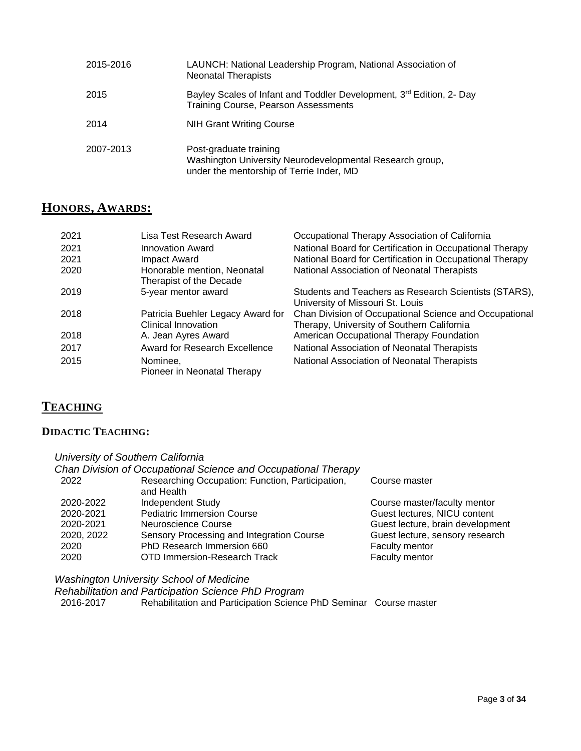| | |
|---|---|
| 2015-2016 | LAUNCH: National Leadership Program, National Association of Neonatal Therapists |
| 2015 | Bayley Scales of Infant and Toddler Development, 3rd Edition, 2- Day Training Course, Pearson Assessments |
| 2014 | NIH Grant Writing Course |
| 2007-2013 | Post-graduate training<br>Washington University Neurodevelopmental Research group, under the mentorship of Terrie Inder, MD |

## **HONORS, AWARDS:**

| | | |
|---|---|---|
| 2021 | Lisa Test Research Award | Occupational Therapy Association of California |
| 2021 | Innovation Award | National Board for Certification in Occupational Therapy |
| 2021 | Impact Award | National Board for Certification in Occupational Therapy |
| 2020 | Honorable mention, Neonatal Therapist of the Decade | National Association of Neonatal Therapists |
| 2019 | 5-year mentor award | Students and Teachers as Research Scientists (STARS), University of Missouri St. Louis |
| 2018 | Patricia Buehler Legacy Award for Clinical Innovation | Chan Division of Occupational Science and Occupational Therapy, University of Southern California |
| 2018 | A. Jean Ayres Award | American Occupational Therapy Foundation |
| 2017 | Award for Research Excellence | National Association of Neonatal Therapists |
| 2015 | Nominee, Pioneer in Neonatal Therapy | National Association of Neonatal Therapists |

## **TEACHING**

### **DIDACTIC TEACHING:**

*University of Southern California*
*Chan Division of Occupational Science and Occupational Therapy*

| | | |
|---|---|---|
| 2022 | Researching Occupation: Function, Participation, and Health | Course master |
| 2020-2022 | Independent Study | Course master/faculty mentor |
| 2020-2021 | Pediatric Immersion Course | Guest lectures, NICU content |
| 2020-2021 | Neuroscience Course | Guest lecture, brain development |
| 2020, 2022 | Sensory Processing and Integration Course | Guest lecture, sensory research |
| 2020 | PhD Research Immersion 660 | Faculty mentor |
| 2020 | OTD Immersion-Research Track | Faculty mentor |

*Washington University School of Medicine*
*Rehabilitation and Participation Science PhD Program*

| | | |
|---|---|---|
| 2016-2017 | Rehabilitation and Participation Science PhD Seminar | Course master |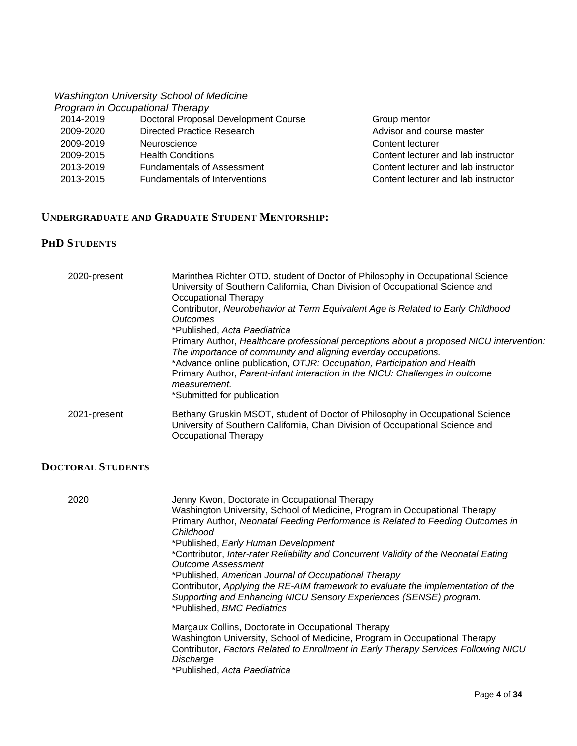*Washington University School of Medicine*
*Program in Occupational Therapy*

| | | |
|---|---|---|
| 2014-2019 | Doctoral Proposal Development Course | Group mentor |
| 2009-2020 | Directed Practice Research | Advisor and course master |
| 2009-2019 | Neuroscience | Content lecturer |
| 2009-2015 | Health Conditions | Content lecturer and lab instructor |
| 2013-2019 | Fundamentals of Assessment | Content lecturer and lab instructor |
| 2013-2015 | Fundamentals of Interventions | Content lecturer and lab instructor |

## UNDERGRADUATE AND GRADUATE STUDENT MENTORSHIP:

### PHD STUDENTS

2020-present

Marinthea Richter OTD, student of Doctor of Philosophy in Occupational Science
University of Southern California, Chan Division of Occupational Science and Occupational Therapy
Contributor, *Neurobehavior at Term Equivalent Age is Related to Early Childhood Outcomes*
*Published, *Acta Paediatrica*
Primary Author, *Healthcare professional perceptions about a proposed NICU intervention: The importance of community and aligning everday occupations.*
*Advance online publication, *OTJR: Occupation, Participation and Health*
Primary Author, *Parent-infant interaction in the NICU: Challenges in outcome measurement.*
*Submitted for publication

2021-present

Bethany Gruskin MSOT, student of Doctor of Philosophy in Occupational Science
University of Southern California, Chan Division of Occupational Science and Occupational Therapy

### DOCTORAL STUDENTS

2020

Jenny Kwon, Doctorate in Occupational Therapy
Washington University, School of Medicine, Program in Occupational Therapy
Primary Author, *Neonatal Feeding Performance is Related to Feeding Outcomes in Childhood*
*Published, *Early Human Development*
*Contributor, *Inter-rater Reliability and Concurrent Validity of the Neonatal Eating Outcome Assessment*
*Published, *American Journal of Occupational Therapy*
Contributor, *Applying the RE-AIM framework to evaluate the implementation of the Supporting and Enhancing NICU Sensory Experiences (SENSE) program.*
*Published, *BMC Pediatrics*

Margaux Collins, Doctorate in Occupational Therapy
Washington University, School of Medicine, Program in Occupational Therapy
Contributor, *Factors Related to Enrollment in Early Therapy Services Following NICU Discharge*
*Published, *Acta Paediatrica*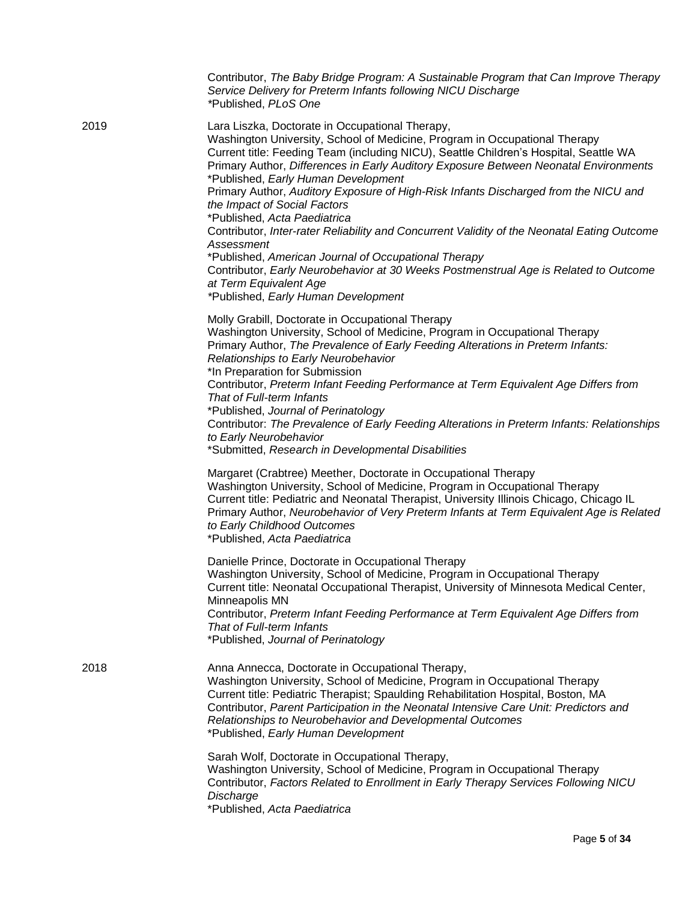Contributor, *The Baby Bridge Program: A Sustainable Program that Can Improve Therapy Service Delivery for Preterm Infants following NICU Discharge*
*Published, *PLoS One*

**2019**

Lara Liszka, Doctorate in Occupational Therapy,
Washington University, School of Medicine, Program in Occupational Therapy
Current title: Feeding Team (including NICU), Seattle Children's Hospital, Seattle WA
Primary Author, *Differences in Early Auditory Exposure Between Neonatal Environments*
*Published, *Early Human Development*
Primary Author, *Auditory Exposure of High-Risk Infants Discharged from the NICU and the Impact of Social Factors*
*Published, *Acta Paediatrica*
Contributor, *Inter-rater Reliability and Concurrent Validity of the Neonatal Eating Outcome Assessment*
*Published, *American Journal of Occupational Therapy*
Contributor, *Early Neurobehavior at 30 Weeks Postmenstrual Age is Related to Outcome at Term Equivalent Age*
*Published, *Early Human Development*

Molly Grabill, Doctorate in Occupational Therapy
Washington University, School of Medicine, Program in Occupational Therapy
Primary Author, *The Prevalence of Early Feeding Alterations in Preterm Infants: Relationships to Early Neurobehavior*
*In Preparation for Submission
Contributor, *Preterm Infant Feeding Performance at Term Equivalent Age Differs from That of Full-term Infants*
*Published, *Journal of Perinatology*
Contributor: *The Prevalence of Early Feeding Alterations in Preterm Infants: Relationships to Early Neurobehavior*
*Submitted, *Research in Developmental Disabilities*

Margaret (Crabtree) Meether, Doctorate in Occupational Therapy
Washington University, School of Medicine, Program in Occupational Therapy
Current title: Pediatric and Neonatal Therapist, University Illinois Chicago, Chicago IL
Primary Author, *Neurobehavior of Very Preterm Infants at Term Equivalent Age is Related to Early Childhood Outcomes*
*Published, *Acta Paediatrica*

Danielle Prince, Doctorate in Occupational Therapy
Washington University, School of Medicine, Program in Occupational Therapy
Current title: Neonatal Occupational Therapist, University of Minnesota Medical Center, Minneapolis MN
Contributor, *Preterm Infant Feeding Performance at Term Equivalent Age Differs from That of Full-term Infants*
*Published, *Journal of Perinatology*

**2018**

Anna Annecca, Doctorate in Occupational Therapy,
Washington University, School of Medicine, Program in Occupational Therapy
Current title: Pediatric Therapist; Spaulding Rehabilitation Hospital, Boston, MA
Contributor, *Parent Participation in the Neonatal Intensive Care Unit: Predictors and Relationships to Neurobehavior and Developmental Outcomes*
*Published, *Early Human Development*

Sarah Wolf, Doctorate in Occupational Therapy,
Washington University, School of Medicine, Program in Occupational Therapy
Contributor, *Factors Related to Enrollment in Early Therapy Services Following NICU Discharge*
*Published, *Acta Paediatrica*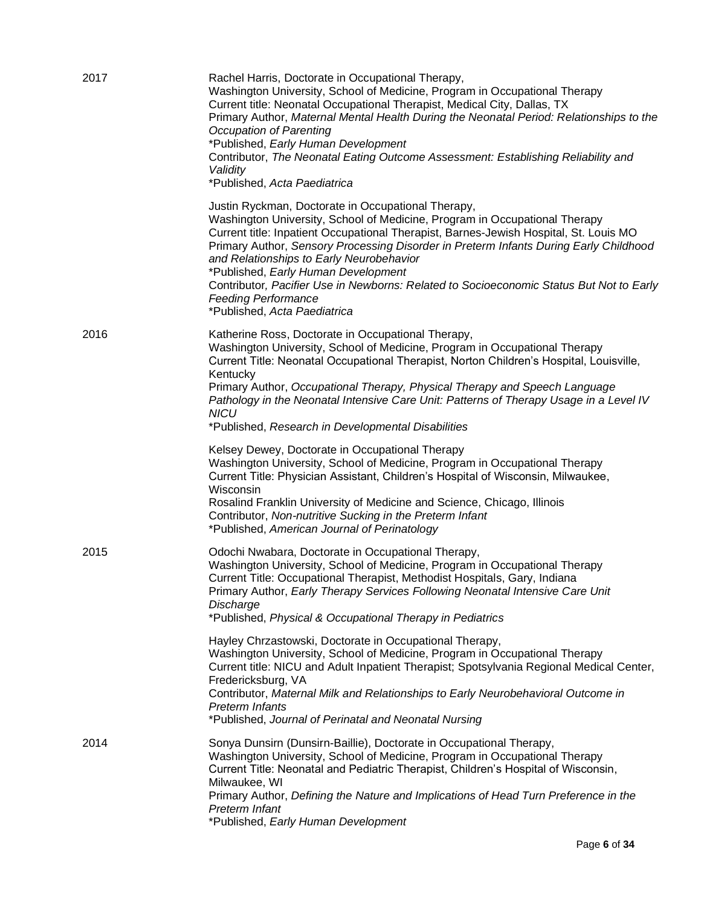2017

Rachel Harris, Doctorate in Occupational Therapy,
Washington University, School of Medicine, Program in Occupational Therapy
Current title: Neonatal Occupational Therapist, Medical City, Dallas, TX
Primary Author, *Maternal Mental Health During the Neonatal Period: Relationships to the Occupation of Parenting*
*Published, *Early Human Development*
Contributor, *The Neonatal Eating Outcome Assessment: Establishing Reliability and Validity*
*Published, *Acta Paediatrica*

Justin Ryckman, Doctorate in Occupational Therapy,
Washington University, School of Medicine, Program in Occupational Therapy
Current title: Inpatient Occupational Therapist, Barnes-Jewish Hospital, St. Louis MO
Primary Author, *Sensory Processing Disorder in Preterm Infants During Early Childhood and Relationships to Early Neurobehavior*
*Published, *Early Human Development*
Contributor, *Pacifier Use in Newborns: Related to Socioeconomic Status But Not to Early Feeding Performance*
*Published, *Acta Paediatrica*

2016

Katherine Ross, Doctorate in Occupational Therapy,
Washington University, School of Medicine, Program in Occupational Therapy
Current Title: Neonatal Occupational Therapist, Norton Children's Hospital, Louisville, Kentucky
Primary Author, *Occupational Therapy, Physical Therapy and Speech Language Pathology in the Neonatal Intensive Care Unit: Patterns of Therapy Usage in a Level IV NICU*
*Published, *Research in Developmental Disabilities*

Kelsey Dewey, Doctorate in Occupational Therapy
Washington University, School of Medicine, Program in Occupational Therapy
Current Title: Physician Assistant, Children's Hospital of Wisconsin, Milwaukee, Wisconsin
Rosalind Franklin University of Medicine and Science, Chicago, Illinois
Contributor, *Non-nutritive Sucking in the Preterm Infant*
*Published, *American Journal of Perinatology*

2015

Odochi Nwabara, Doctorate in Occupational Therapy,
Washington University, School of Medicine, Program in Occupational Therapy
Current Title: Occupational Therapist, Methodist Hospitals, Gary, Indiana
Primary Author, *Early Therapy Services Following Neonatal Intensive Care Unit Discharge*
*Published, *Physical & Occupational Therapy in Pediatrics*

Hayley Chrzastowski, Doctorate in Occupational Therapy,
Washington University, School of Medicine, Program in Occupational Therapy
Current title: NICU and Adult Inpatient Therapist; Spotsylvania Regional Medical Center, Fredericksburg, VA
Contributor, *Maternal Milk and Relationships to Early Neurobehavioral Outcome in Preterm Infants*
*Published, *Journal of Perinatal and Neonatal Nursing*

2014

Sonya Dunsirn (Dunsirn-Baillie), Doctorate in Occupational Therapy,
Washington University, School of Medicine, Program in Occupational Therapy
Current Title: Neonatal and Pediatric Therapist, Children's Hospital of Wisconsin, Milwaukee, WI
Primary Author, *Defining the Nature and Implications of Head Turn Preference in the Preterm Infant*
*Published, *Early Human Development*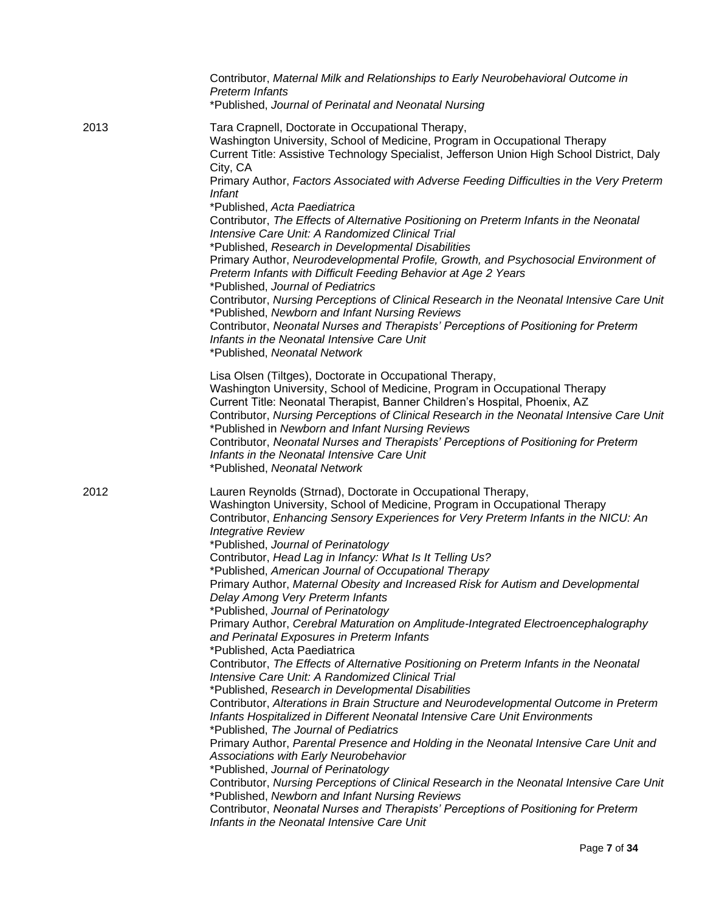Contributor, *Maternal Milk and Relationships to Early Neurobehavioral Outcome in Preterm Infants*
*Published, *Journal of Perinatal and Neonatal Nursing*

**2013**

Tara Crapnell, Doctorate in Occupational Therapy,
Washington University, School of Medicine, Program in Occupational Therapy
Current Title: Assistive Technology Specialist, Jefferson Union High School District, Daly City, CA
Primary Author, *Factors Associated with Adverse Feeding Difficulties in the Very Preterm Infant*
*Published, *Acta Paediatrica*
Contributor, *The Effects of Alternative Positioning on Preterm Infants in the Neonatal Intensive Care Unit: A Randomized Clinical Trial*
*Published, *Research in Developmental Disabilities*
Primary Author, *Neurodevelopmental Profile, Growth, and Psychosocial Environment of Preterm Infants with Difficult Feeding Behavior at Age 2 Years*
*Published, *Journal of Pediatrics*
Contributor, *Nursing Perceptions of Clinical Research in the Neonatal Intensive Care Unit*
*Published, *Newborn and Infant Nursing Reviews*
Contributor, *Neonatal Nurses and Therapists' Perceptions of Positioning for Preterm Infants in the Neonatal Intensive Care Unit*
*Published, *Neonatal Network*

Lisa Olsen (Tiltges), Doctorate in Occupational Therapy,
Washington University, School of Medicine, Program in Occupational Therapy
Current Title: Neonatal Therapist, Banner Children's Hospital, Phoenix, AZ
Contributor, *Nursing Perceptions of Clinical Research in the Neonatal Intensive Care Unit*
*Published in *Newborn and Infant Nursing Reviews*
Contributor, *Neonatal Nurses and Therapists' Perceptions of Positioning for Preterm Infants in the Neonatal Intensive Care Unit*
*Published, *Neonatal Network*

**2012**

Lauren Reynolds (Strnad), Doctorate in Occupational Therapy,
Washington University, School of Medicine, Program in Occupational Therapy
Contributor, *Enhancing Sensory Experiences for Very Preterm Infants in the NICU: An Integrative Review*
*Published, *Journal of Perinatology*
Contributor, *Head Lag in Infancy: What Is It Telling Us?*
*Published, *American Journal of Occupational Therapy*
Primary Author, *Maternal Obesity and Increased Risk for Autism and Developmental Delay Among Very Preterm Infants*
*Published, *Journal of Perinatology*
Primary Author, *Cerebral Maturation on Amplitude-Integrated Electroencephalography and Perinatal Exposures in Preterm Infants*
*Published, Acta Paediatrica
Contributor, *The Effects of Alternative Positioning on Preterm Infants in the Neonatal Intensive Care Unit: A Randomized Clinical Trial*
*Published, *Research in Developmental Disabilities*
Contributor, *Alterations in Brain Structure and Neurodevelopmental Outcome in Preterm Infants Hospitalized in Different Neonatal Intensive Care Unit Environments*
*Published, *The Journal of Pediatrics*
Primary Author, *Parental Presence and Holding in the Neonatal Intensive Care Unit and Associations with Early Neurobehavior*
*Published, *Journal of Perinatology*
Contributor, *Nursing Perceptions of Clinical Research in the Neonatal Intensive Care Unit*
*Published, *Newborn and Infant Nursing Reviews*
Contributor, *Neonatal Nurses and Therapists' Perceptions of Positioning for Preterm Infants in the Neonatal Intensive Care Unit*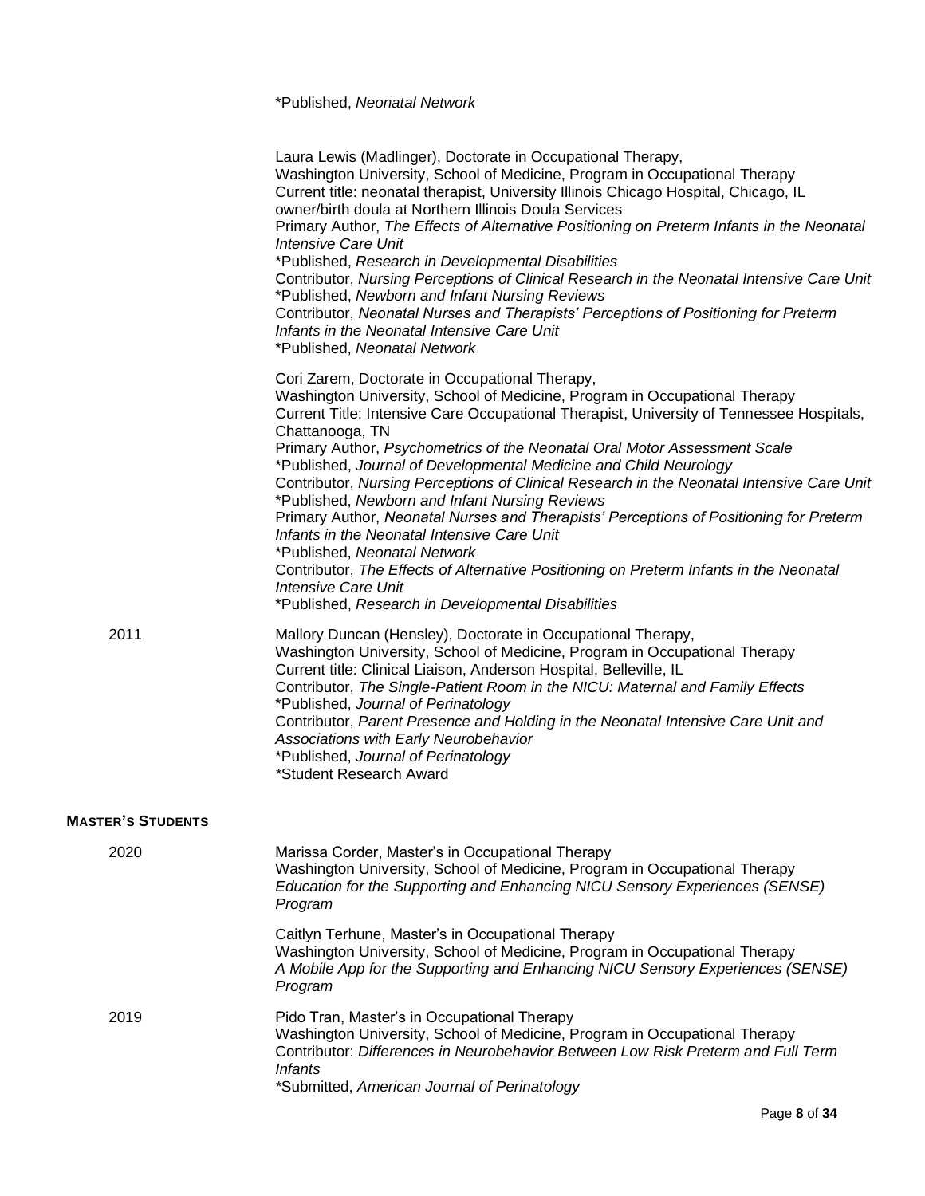*Published, *Neonatal Network*

Laura Lewis (Madlinger), Doctorate in Occupational Therapy,
Washington University, School of Medicine, Program in Occupational Therapy
Current title: neonatal therapist, University Illinois Chicago Hospital, Chicago, IL
owner/birth doula at Northern Illinois Doula Services
Primary Author, *The Effects of Alternative Positioning on Preterm Infants in the Neonatal Intensive Care Unit*
*Published, *Research in Developmental Disabilities*
Contributor, *Nursing Perceptions of Clinical Research in the Neonatal Intensive Care Unit*
*Published, *Newborn and Infant Nursing Reviews*
Contributor, *Neonatal Nurses and Therapists' Perceptions of Positioning for Preterm Infants in the Neonatal Intensive Care Unit*
*Published, *Neonatal Network*

Cori Zarem, Doctorate in Occupational Therapy,
Washington University, School of Medicine, Program in Occupational Therapy
Current Title: Intensive Care Occupational Therapist, University of Tennessee Hospitals, Chattanooga, TN
Primary Author, *Psychometrics of the Neonatal Oral Motor Assessment Scale*
*Published, *Journal of Developmental Medicine and Child Neurology*
Contributor, *Nursing Perceptions of Clinical Research in the Neonatal Intensive Care Unit*
*Published, *Newborn and Infant Nursing Reviews*
Primary Author, *Neonatal Nurses and Therapists' Perceptions of Positioning for Preterm Infants in the Neonatal Intensive Care Unit*
*Published, *Neonatal Network*
Contributor, *The Effects of Alternative Positioning on Preterm Infants in the Neonatal Intensive Care Unit*
*Published, *Research in Developmental Disabilities*

2011

Mallory Duncan (Hensley), Doctorate in Occupational Therapy,
Washington University, School of Medicine, Program in Occupational Therapy
Current title: Clinical Liaison, Anderson Hospital, Belleville, IL
Contributor, *The Single-Patient Room in the NICU: Maternal and Family Effects*
*Published, *Journal of Perinatology*
Contributor, *Parent Presence and Holding in the Neonatal Intensive Care Unit and Associations with Early Neurobehavior*
*Published, *Journal of Perinatology*
*Student Research Award

## Master's Students

2020

Marissa Corder, Master's in Occupational Therapy
Washington University, School of Medicine, Program in Occupational Therapy
*Education for the Supporting and Enhancing NICU Sensory Experiences (SENSE) Program*

Caitlyn Terhune, Master's in Occupational Therapy
Washington University, School of Medicine, Program in Occupational Therapy
*A Mobile App for the Supporting and Enhancing NICU Sensory Experiences (SENSE) Program*

2019

Pido Tran, Master's in Occupational Therapy
Washington University, School of Medicine, Program in Occupational Therapy
Contributor: *Differences in Neurobehavior Between Low Risk Preterm and Full Term Infants*
*Submitted, *American Journal of Perinatology*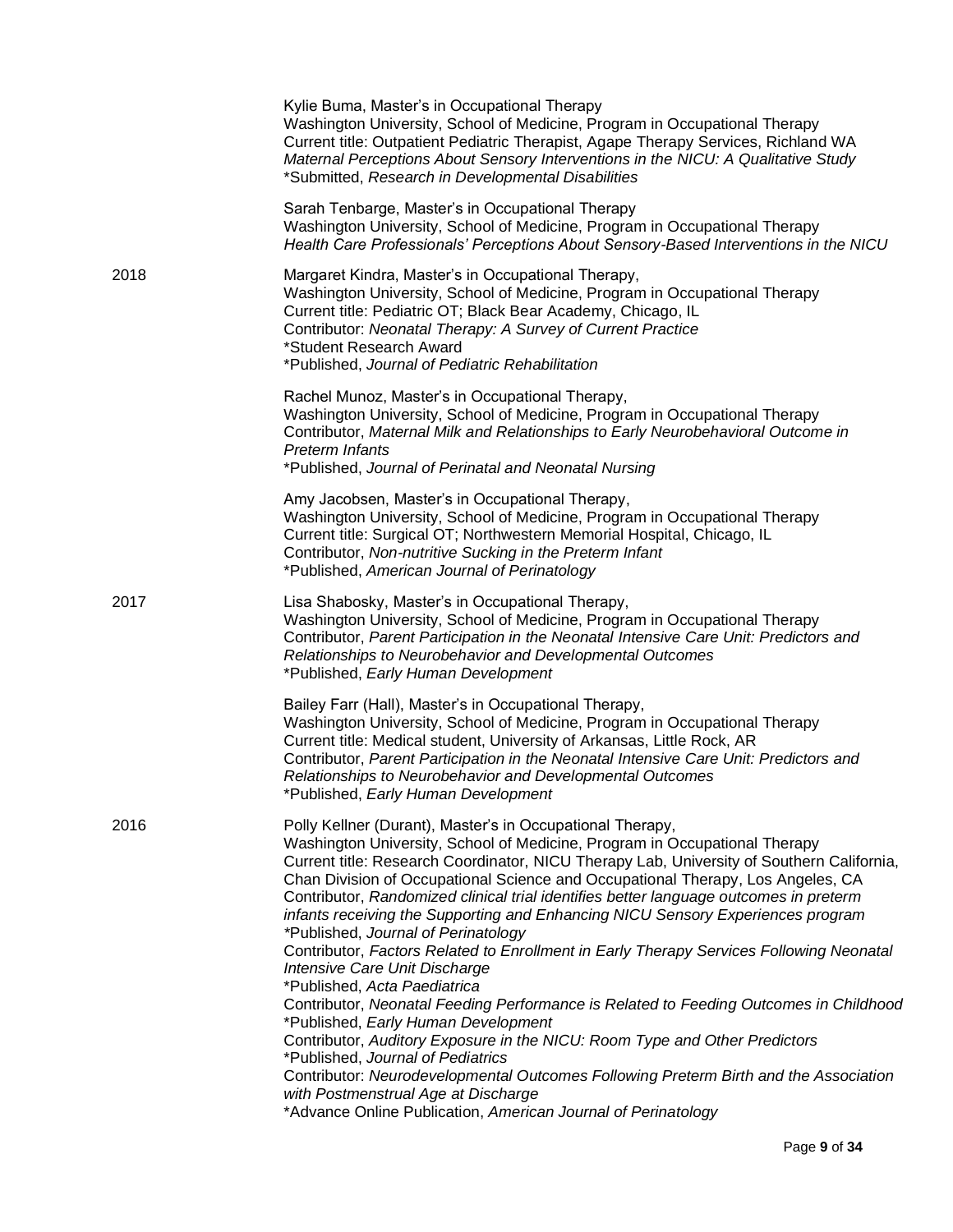Kylie Buma, Master's in Occupational Therapy
Washington University, School of Medicine, Program in Occupational Therapy
Current title: Outpatient Pediatric Therapist, Agape Therapy Services, Richland WA
*Maternal Perceptions About Sensory Interventions in the NICU: A Qualitative Study*
*Submitted, *Research in Developmental Disabilities*

Sarah Tenbarge, Master's in Occupational Therapy
Washington University, School of Medicine, Program in Occupational Therapy
*Health Care Professionals' Perceptions About Sensory-Based Interventions in the NICU*

**2018**

Margaret Kindra, Master's in Occupational Therapy,
Washington University, School of Medicine, Program in Occupational Therapy
Current title: Pediatric OT; Black Bear Academy, Chicago, IL
Contributor: *Neonatal Therapy: A Survey of Current Practice*
*Student Research Award
*Published, *Journal of Pediatric Rehabilitation*

Rachel Munoz, Master's in Occupational Therapy,
Washington University, School of Medicine, Program in Occupational Therapy
Contributor, *Maternal Milk and Relationships to Early Neurobehavioral Outcome in Preterm Infants*
*Published, *Journal of Perinatal and Neonatal Nursing*

Amy Jacobsen, Master's in Occupational Therapy,
Washington University, School of Medicine, Program in Occupational Therapy
Current title: Surgical OT; Northwestern Memorial Hospital, Chicago, IL
Contributor, *Non-nutritive Sucking in the Preterm Infant*
*Published, *American Journal of Perinatology*

**2017**

Lisa Shabosky, Master's in Occupational Therapy,
Washington University, School of Medicine, Program in Occupational Therapy
Contributor, *Parent Participation in the Neonatal Intensive Care Unit: Predictors and Relationships to Neurobehavior and Developmental Outcomes*
*Published, *Early Human Development*

Bailey Farr (Hall), Master's in Occupational Therapy,
Washington University, School of Medicine, Program in Occupational Therapy
Current title: Medical student, University of Arkansas, Little Rock, AR
Contributor, *Parent Participation in the Neonatal Intensive Care Unit: Predictors and Relationships to Neurobehavior and Developmental Outcomes*
*Published, *Early Human Development*

**2016**

Polly Kellner (Durant), Master's in Occupational Therapy,
Washington University, School of Medicine, Program in Occupational Therapy
Current title: Research Coordinator, NICU Therapy Lab, University of Southern California, Chan Division of Occupational Science and Occupational Therapy, Los Angeles, CA
Contributor, *Randomized clinical trial identifies better language outcomes in preterm infants receiving the Supporting and Enhancing NICU Sensory Experiences program*
*Published, *Journal of Perinatology*
Contributor, *Factors Related to Enrollment in Early Therapy Services Following Neonatal Intensive Care Unit Discharge*
*Published, *Acta Paediatrica*
Contributor, *Neonatal Feeding Performance is Related to Feeding Outcomes in Childhood*
*Published, *Early Human Development*
Contributor, *Auditory Exposure in the NICU: Room Type and Other Predictors*
*Published, *Journal of Pediatrics*
Contributor: *Neurodevelopmental Outcomes Following Preterm Birth and the Association with Postmenstrual Age at Discharge*
*Advance Online Publication, *American Journal of Perinatology*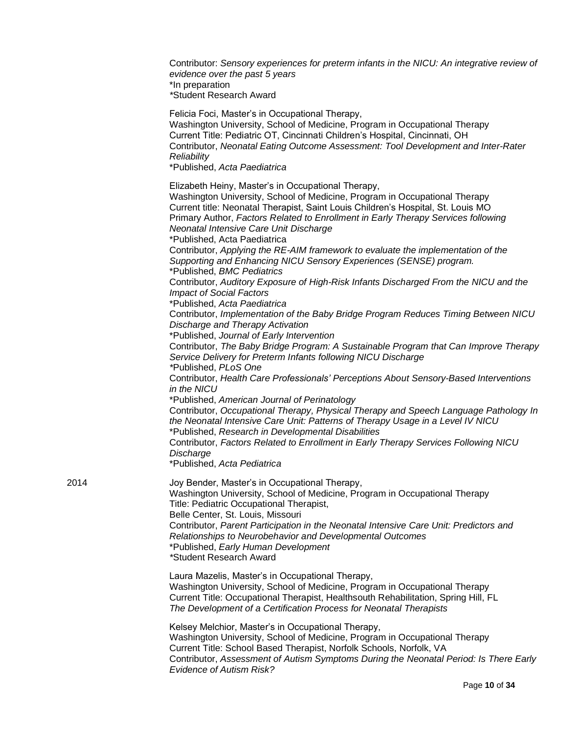Contributor: *Sensory experiences for preterm infants in the NICU: An integrative review of evidence over the past 5 years*
*In preparation
*Student Research Award

Felicia Foci, Master's in Occupational Therapy,
Washington University, School of Medicine, Program in Occupational Therapy
Current Title: Pediatric OT, Cincinnati Children's Hospital, Cincinnati, OH
Contributor, *Neonatal Eating Outcome Assessment: Tool Development and Inter-Rater Reliability*
*Published, *Acta Paediatrica*

Elizabeth Heiny, Master's in Occupational Therapy,
Washington University, School of Medicine, Program in Occupational Therapy
Current title: Neonatal Therapist, Saint Louis Children's Hospital, St. Louis MO
Primary Author, *Factors Related to Enrollment in Early Therapy Services following Neonatal Intensive Care Unit Discharge*
*Published, Acta Paediatrica
Contributor, *Applying the RE-AIM framework to evaluate the implementation of the Supporting and Enhancing NICU Sensory Experiences (SENSE) program.*
*Published, *BMC Pediatrics*
Contributor, *Auditory Exposure of High-Risk Infants Discharged From the NICU and the Impact of Social Factors*
*Published, *Acta Paediatrica*
Contributor, *Implementation of the Baby Bridge Program Reduces Timing Between NICU Discharge and Therapy Activation*
*Published, *Journal of Early Intervention*
Contributor, *The Baby Bridge Program: A Sustainable Program that Can Improve Therapy Service Delivery for Preterm Infants following NICU Discharge*
*Published, *PLoS One*
Contributor, *Health Care Professionals' Perceptions About Sensory-Based Interventions in the NICU*
*Published, *American Journal of Perinatology*
Contributor, *Occupational Therapy, Physical Therapy and Speech Language Pathology In the Neonatal Intensive Care Unit: Patterns of Therapy Usage in a Level IV NICU*
*Published, *Research in Developmental Disabilities*
Contributor, *Factors Related to Enrollment in Early Therapy Services Following NICU Discharge*
*Published, *Acta Pediatrica*

2014

Joy Bender, Master's in Occupational Therapy,
Washington University, School of Medicine, Program in Occupational Therapy
Title: Pediatric Occupational Therapist,
Belle Center, St. Louis, Missouri
Contributor, *Parent Participation in the Neonatal Intensive Care Unit: Predictors and Relationships to Neurobehavior and Developmental Outcomes*
*Published, *Early Human Development*
*Student Research Award

Laura Mazelis, Master's in Occupational Therapy,
Washington University, School of Medicine, Program in Occupational Therapy
Current Title: Occupational Therapist, Healthsouth Rehabilitation, Spring Hill, FL
*The Development of a Certification Process for Neonatal Therapists*

Kelsey Melchior, Master's in Occupational Therapy,
Washington University, School of Medicine, Program in Occupational Therapy
Current Title: School Based Therapist, Norfolk Schools, Norfolk, VA
Contributor, *Assessment of Autism Symptoms During the Neonatal Period: Is There Early Evidence of Autism Risk?*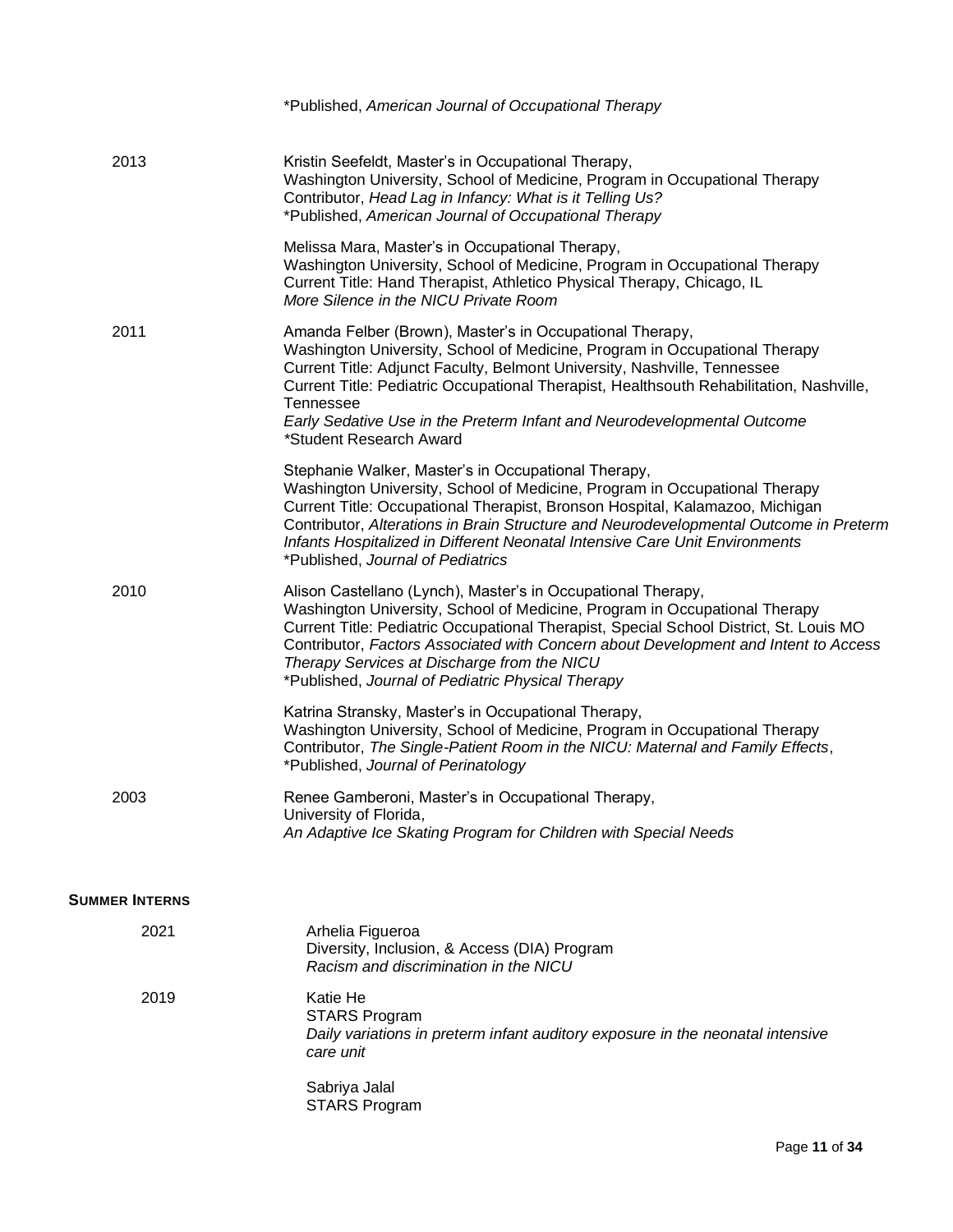*Published, *American Journal of Occupational Therapy*

2013

Kristin Seefeldt, Master's in Occupational Therapy,
Washington University, School of Medicine, Program in Occupational Therapy
Contributor, *Head Lag in Infancy: What is it Telling Us?*
*Published, *American Journal of Occupational Therapy*

Melissa Mara, Master's in Occupational Therapy,
Washington University, School of Medicine, Program in Occupational Therapy
Current Title: Hand Therapist, Athletico Physical Therapy, Chicago, IL
*More Silence in the NICU Private Room*

2011

Amanda Felber (Brown), Master's in Occupational Therapy,
Washington University, School of Medicine, Program in Occupational Therapy
Current Title: Adjunct Faculty, Belmont University, Nashville, Tennessee
Current Title: Pediatric Occupational Therapist, Healthsouth Rehabilitation, Nashville, Tennessee
*Early Sedative Use in the Preterm Infant and Neurodevelopmental Outcome*
*Student Research Award

Stephanie Walker, Master's in Occupational Therapy,
Washington University, School of Medicine, Program in Occupational Therapy
Current Title: Occupational Therapist, Bronson Hospital, Kalamazoo, Michigan
Contributor, *Alterations in Brain Structure and Neurodevelopmental Outcome in Preterm Infants Hospitalized in Different Neonatal Intensive Care Unit Environments*
*Published, *Journal of Pediatrics*

2010

Alison Castellano (Lynch), Master's in Occupational Therapy,
Washington University, School of Medicine, Program in Occupational Therapy
Current Title: Pediatric Occupational Therapist, Special School District, St. Louis MO
Contributor, *Factors Associated with Concern about Development and Intent to Access Therapy Services at Discharge from the NICU*
*Published, *Journal of Pediatric Physical Therapy*

Katrina Stransky, Master's in Occupational Therapy,
Washington University, School of Medicine, Program in Occupational Therapy
Contributor, *The Single-Patient Room in the NICU: Maternal and Family Effects*,
*Published, *Journal of Perinatology*

2003

Renee Gamberoni, Master's in Occupational Therapy,
University of Florida,
*An Adaptive Ice Skating Program for Children with Special Needs*

## SUMMER INTERNS

2021

Arhelia Figueroa
Diversity, Inclusion, & Access (DIA) Program
*Racism and discrimination in the NICU*

2019

Katie He
STARS Program
*Daily variations in preterm infant auditory exposure in the neonatal intensive care unit*

Sabriya Jalal
STARS Program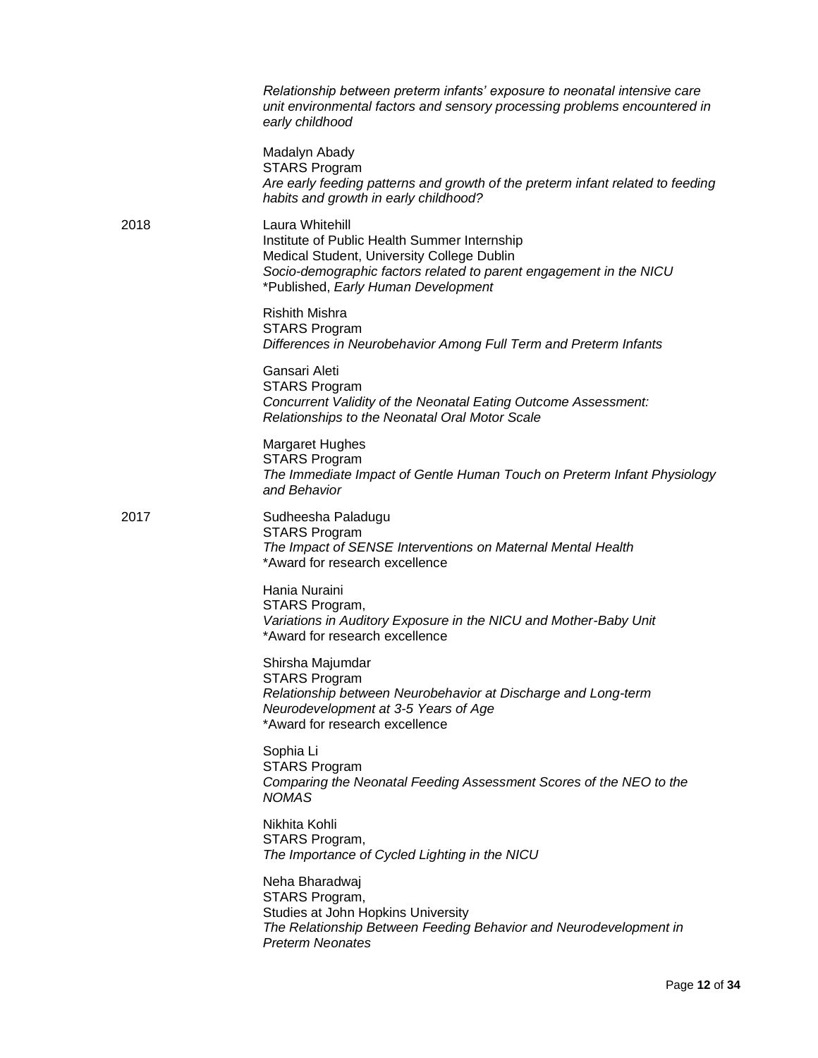*Relationship between preterm infants' exposure to neonatal intensive care unit environmental factors and sensory processing problems encountered in early childhood*

Madalyn Abady
STARS Program
*Are early feeding patterns and growth of the preterm infant related to feeding habits and growth in early childhood?*

2018

Laura Whitehill
Institute of Public Health Summer Internship
Medical Student, University College Dublin
*Socio-demographic factors related to parent engagement in the NICU*
*Published, *Early Human Development**

Rishith Mishra
STARS Program
*Differences in Neurobehavior Among Full Term and Preterm Infants*

Gansari Aleti
STARS Program
*Concurrent Validity of the Neonatal Eating Outcome Assessment: Relationships to the Neonatal Oral Motor Scale*

Margaret Hughes
STARS Program
*The Immediate Impact of Gentle Human Touch on Preterm Infant Physiology and Behavior*

2017

Sudheesha Paladugu
STARS Program
*The Impact of SENSE Interventions on Maternal Mental Health*
*Award for research excellence

Hania Nuraini
STARS Program,
*Variations in Auditory Exposure in the NICU and Mother-Baby Unit*
*Award for research excellence

Shirsha Majumdar
STARS Program
*Relationship between Neurobehavior at Discharge and Long-term Neurodevelopment at 3-5 Years of Age*
*Award for research excellence

Sophia Li
STARS Program
*Comparing the Neonatal Feeding Assessment Scores of the NEO to the NOMAS*

Nikhita Kohli
STARS Program,
*The Importance of Cycled Lighting in the NICU*

Neha Bharadwaj
STARS Program,
Studies at John Hopkins University
*The Relationship Between Feeding Behavior and Neurodevelopment in Preterm Neonates*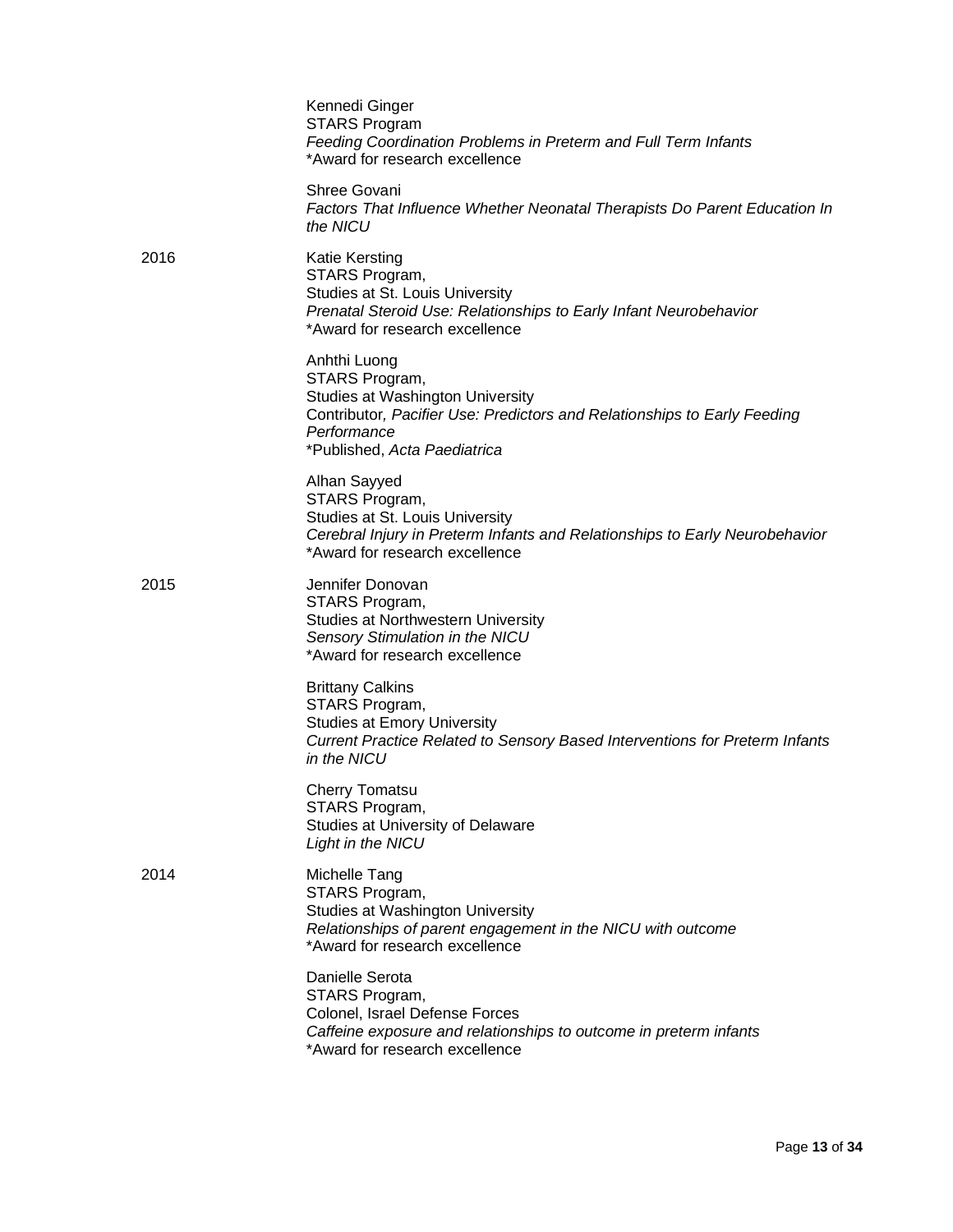Kennedi Ginger
STARS Program
*Feeding Coordination Problems in Preterm and Full Term Infants*
*Award for research excellence

Shree Govani
*Factors That Influence Whether Neonatal Therapists Do Parent Education In the NICU*

**2016**

Katie Kersting
STARS Program,
Studies at St. Louis University
*Prenatal Steroid Use: Relationships to Early Infant Neurobehavior*
*Award for research excellence

Anhthi Luong
STARS Program,
Studies at Washington University
Contributor*, Pacifier Use: Predictors and Relationships to Early Feeding Performance*
*Published, *Acta Paediatrica*

Alhan Sayyed
STARS Program,
Studies at St. Louis University
*Cerebral Injury in Preterm Infants and Relationships to Early Neurobehavior*
*Award for research excellence

**2015**

Jennifer Donovan
STARS Program,
Studies at Northwestern University
*Sensory Stimulation in the NICU*
*Award for research excellence

Brittany Calkins
STARS Program,
Studies at Emory University
*Current Practice Related to Sensory Based Interventions for Preterm Infants in the NICU*

Cherry Tomatsu
STARS Program,
Studies at University of Delaware
*Light in the NICU*

**2014**

Michelle Tang
STARS Program,
Studies at Washington University
*Relationships of parent engagement in the NICU with outcome*
*Award for research excellence

Danielle Serota
STARS Program,
Colonel, Israel Defense Forces
*Caffeine exposure and relationships to outcome in preterm infants*
*Award for research excellence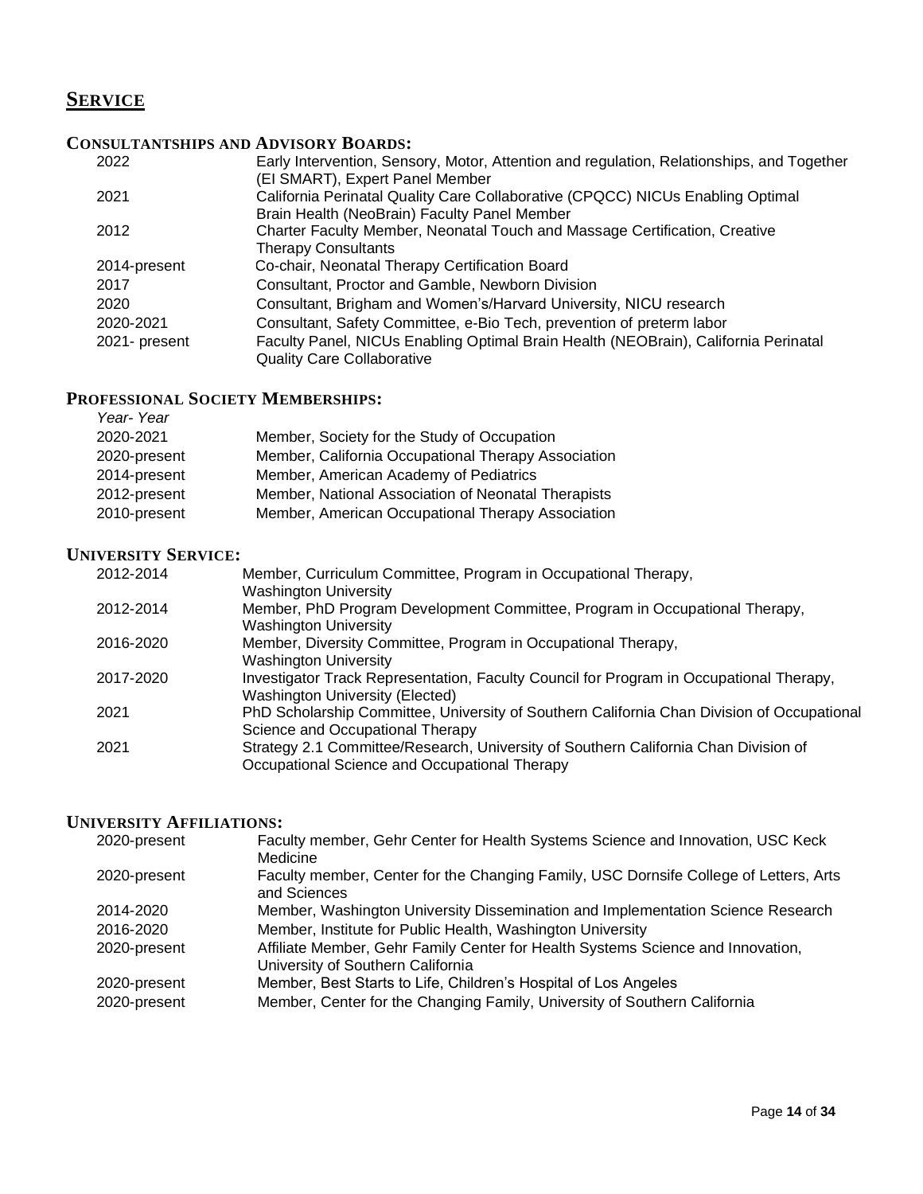# SERVICE

## CONSULTANTSHIPS AND ADVISORY BOARDS:

| | |
|---|---|
| 2022 | Early Intervention, Sensory, Motor, Attention and regulation, Relationships, and Together (EI SMART), Expert Panel Member |
| 2021 | California Perinatal Quality Care Collaborative (CPQCC) NICUs Enabling Optimal Brain Health (NeoBrain) Faculty Panel Member |
| 2012 | Charter Faculty Member, Neonatal Touch and Massage Certification, Creative Therapy Consultants |
| 2014-present | Co-chair, Neonatal Therapy Certification Board |
| 2017 | Consultant, Proctor and Gamble, Newborn Division |
| 2020 | Consultant, Brigham and Women's/Harvard University, NICU research |
| 2020-2021 | Consultant, Safety Committee, e-Bio Tech, prevention of preterm labor |
| 2021- present | Faculty Panel, NICUs Enabling Optimal Brain Health (NEOBrain), California Perinatal Quality Care Collaborative |

## PROFESSIONAL SOCIETY MEMBERSHIPS:

| *Year- Year* | |
|---|---|
| 2020-2021 | Member, Society for the Study of Occupation |
| 2020-present | Member, California Occupational Therapy Association |
| 2014-present | Member, American Academy of Pediatrics |
| 2012-present | Member, National Association of Neonatal Therapists |
| 2010-present | Member, American Occupational Therapy Association |

## UNIVERSITY SERVICE:

| | |
|---|---|
| 2012-2014 | Member, Curriculum Committee, Program in Occupational Therapy, Washington University |
| 2012-2014 | Member, PhD Program Development Committee, Program in Occupational Therapy, Washington University |
| 2016-2020 | Member, Diversity Committee, Program in Occupational Therapy, Washington University |
| 2017-2020 | Investigator Track Representation, Faculty Council for Program in Occupational Therapy, Washington University (Elected) |
| 2021 | PhD Scholarship Committee, University of Southern California Chan Division of Occupational Science and Occupational Therapy |
| 2021 | Strategy 2.1 Committee/Research, University of Southern California Chan Division of Occupational Science and Occupational Therapy |

## UNIVERSITY AFFILIATIONS:

| | |
|---|---|
| 2020-present | Faculty member, Gehr Center for Health Systems Science and Innovation, USC Keck Medicine |
| 2020-present | Faculty member, Center for the Changing Family, USC Dornsife College of Letters, Arts and Sciences |
| 2014-2020 | Member, Washington University Dissemination and Implementation Science Research |
| 2016-2020 | Member, Institute for Public Health, Washington University |
| 2020-present | Affiliate Member, Gehr Family Center for Health Systems Science and Innovation, University of Southern California |
| 2020-present | Member, Best Starts to Life, Children's Hospital of Los Angeles |
| 2020-present | Member, Center for the Changing Family, University of Southern California |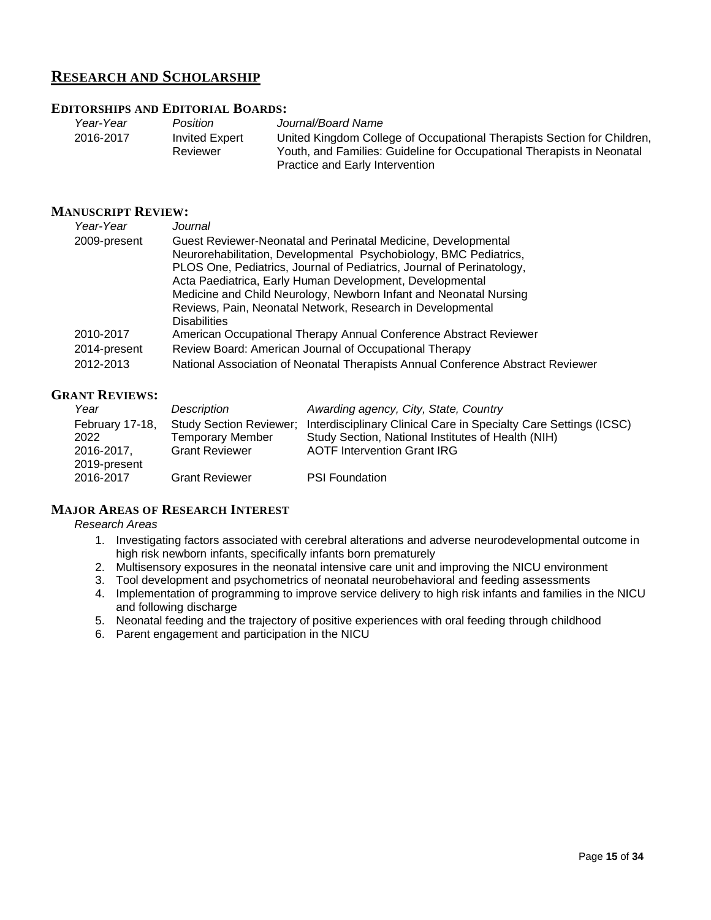## RESEARCH AND SCHOLARSHIP

### EDITORSHIPS AND EDITORIAL BOARDS:

| *Year-Year* | *Position* | *Journal/Board Name* |
|---|---|---|
| 2016-2017 | Invited Expert Reviewer | United Kingdom College of Occupational Therapists Section for Children, Youth, and Families: Guideline for Occupational Therapists in Neonatal Practice and Early Intervention |

### MANUSCRIPT REVIEW:

| *Year-Year* | *Journal* |
|---|---|
| 2009-present | Guest Reviewer-Neonatal and Perinatal Medicine, Developmental Neurorehabilitation, Developmental Psychobiology, BMC Pediatrics, PLOS One, Pediatrics, Journal of Pediatrics, Journal of Perinatology, Acta Paediatrica, Early Human Development, Developmental Medicine and Child Neurology, Newborn Infant and Neonatal Nursing Reviews, Pain, Neonatal Network, Research in Developmental Disabilities |
| 2010-2017 | American Occupational Therapy Annual Conference Abstract Reviewer |
| 2014-present | Review Board: American Journal of Occupational Therapy |
| 2012-2013 | National Association of Neonatal Therapists Annual Conference Abstract Reviewer |

### GRANT REVIEWS:

| *Year* | *Description* | *Awarding agency, City, State, Country* |
|---|---|---|
| February 17-18, 2022 | Study Section Reviewer; Temporary Member | Interdisciplinary Clinical Care in Specialty Care Settings (ICSC) Study Section, National Institutes of Health (NIH) |
| 2016-2017, 2019-present | Grant Reviewer | AOTF Intervention Grant IRG |
| 2016-2017 | Grant Reviewer | PSI Foundation |

### MAJOR AREAS OF RESEARCH INTEREST

*Research Areas*

1. Investigating factors associated with cerebral alterations and adverse neurodevelopmental outcome in high risk newborn infants, specifically infants born prematurely
2. Multisensory exposures in the neonatal intensive care unit and improving the NICU environment
3. Tool development and psychometrics of neonatal neurobehavioral and feeding assessments
4. Implementation of programming to improve service delivery to high risk infants and families in the NICU and following discharge
5. Neonatal feeding and the trajectory of positive experiences with oral feeding through childhood
6. Parent engagement and participation in the NICU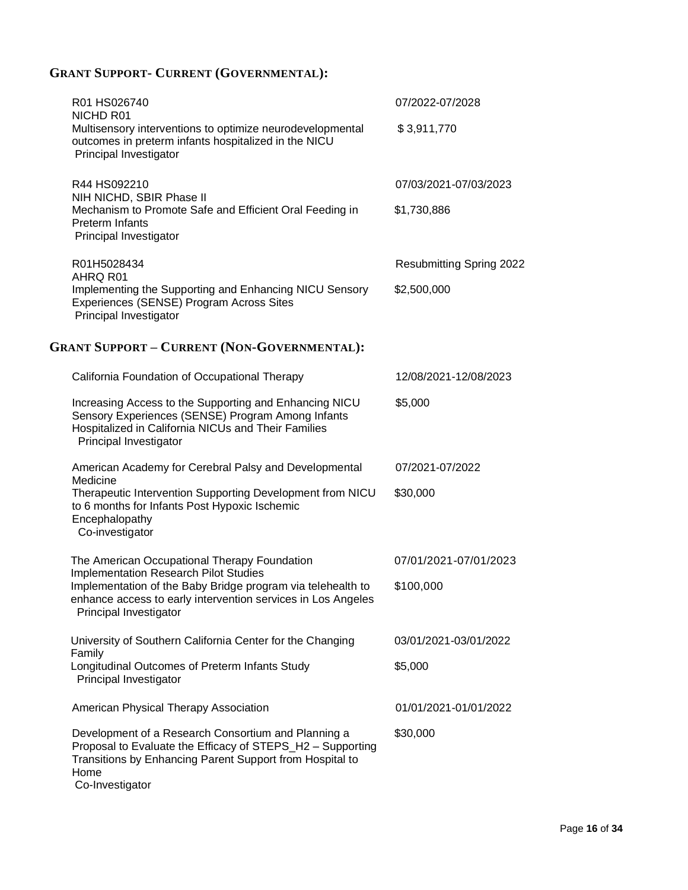## GRANT SUPPORT- CURRENT (GOVERNMENTAL):

| | |
|---|---|
| R01 HS026740<br>NICHD R01<br>Multisensory interventions to optimize neurodevelopmental outcomes in preterm infants hospitalized in the NICU<br>Principal Investigator | 07/2022-07/2028<br>$ 3,911,770 |
| R44 HS092210<br>NIH NICHD, SBIR Phase II<br>Mechanism to Promote Safe and Efficient Oral Feeding in Preterm Infants<br>Principal Investigator | 07/03/2021-07/03/2023<br>$1,730,886 |
| R01H5028434<br>AHRQ R01<br>Implementing the Supporting and Enhancing NICU Sensory Experiences (SENSE) Program Across Sites<br>Principal Investigator | Resubmitting Spring 2022<br>$2,500,000 |

## GRANT SUPPORT – CURRENT (NON-GOVERNMENTAL):

| | |
|---|---|
| California Foundation of Occupational Therapy<br>Increasing Access to the Supporting and Enhancing NICU Sensory Experiences (SENSE) Program Among Infants Hospitalized in California NICUs and Their Families<br>Principal Investigator | 12/08/2021-12/08/2023<br>$5,000 |
| American Academy for Cerebral Palsy and Developmental Medicine<br>Therapeutic Intervention Supporting Development from NICU to 6 months for Infants Post Hypoxic Ischemic Encephalopathy<br>Co-investigator | 07/2021-07/2022<br>$30,000 |
| The American Occupational Therapy Foundation Implementation Research Pilot Studies<br>Implementation of the Baby Bridge program via telehealth to enhance access to early intervention services in Los Angeles<br>Principal Investigator | 07/01/2021-07/01/2023<br>$100,000 |
| University of Southern California Center for the Changing Family<br>Longitudinal Outcomes of Preterm Infants Study<br>Principal Investigator | 03/01/2021-03/01/2022<br>$5,000 |
| American Physical Therapy Association<br>Development of a Research Consortium and Planning a Proposal to Evaluate the Efficacy of STEPS_H2 – Supporting Transitions by Enhancing Parent Support from Hospital to Home<br>Co-Investigator | 01/01/2021-01/01/2022<br>$30,000 |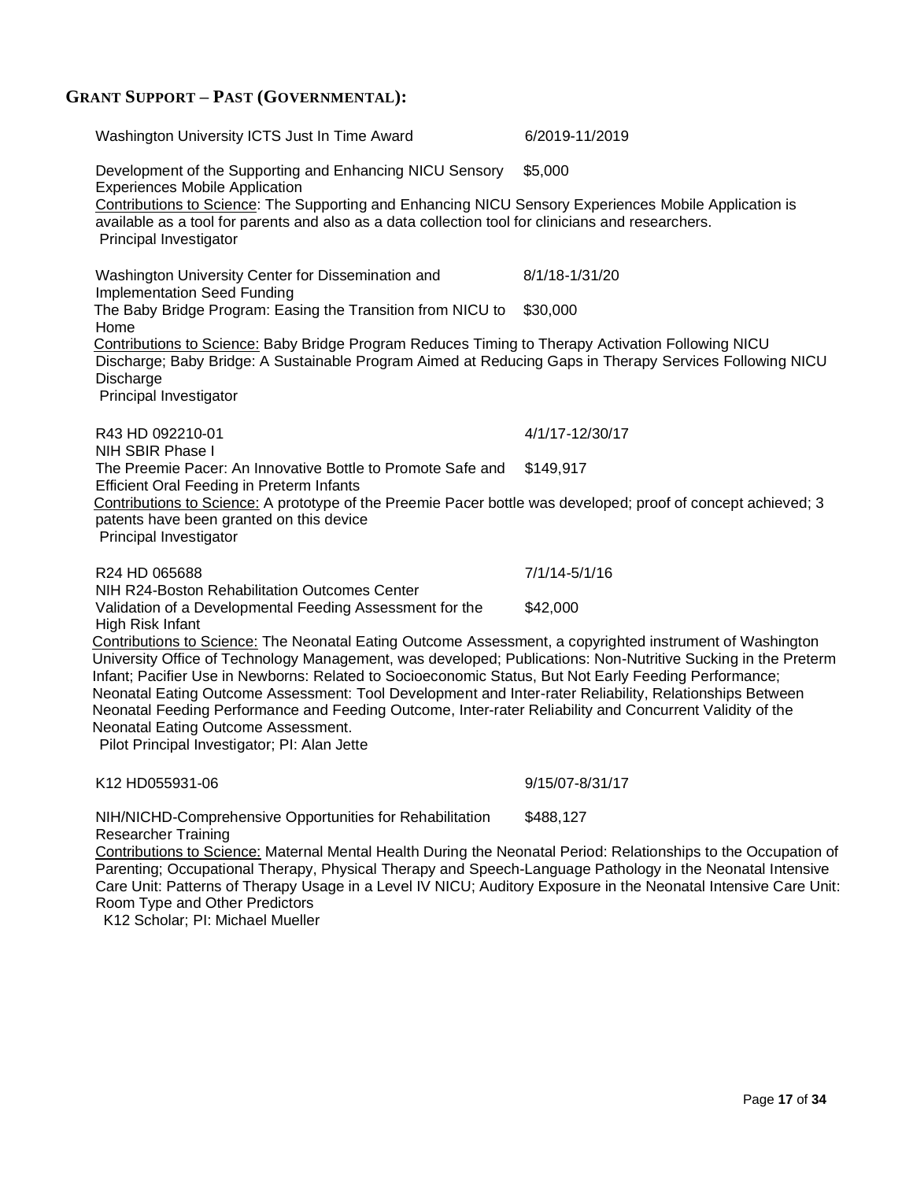## GRANT SUPPORT – PAST (GOVERNMENTAL):

Washington University ICTS Just In Time Award — 6/2019-11/2019

Development of the Supporting and Enhancing NICU Sensory Experiences Mobile Application — $5,000

Contributions to Science: The Supporting and Enhancing NICU Sensory Experiences Mobile Application is available as a tool for parents and also as a data collection tool for clinicians and researchers.
Principal Investigator

Washington University Center for Dissemination and Implementation Seed Funding — 8/1/18-1/31/20

The Baby Bridge Program: Easing the Transition from NICU to Home — $30,000

Contributions to Science: Baby Bridge Program Reduces Timing to Therapy Activation Following NICU Discharge; Baby Bridge: A Sustainable Program Aimed at Reducing Gaps in Therapy Services Following NICU Discharge
Principal Investigator

R43 HD 092210-01 — 4/1/17-12/30/17
NIH SBIR Phase I

The Preemie Pacer: An Innovative Bottle to Promote Safe and Efficient Oral Feeding in Preterm Infants — $149,917

Contributions to Science: A prototype of the Preemie Pacer bottle was developed; proof of concept achieved; 3 patents have been granted on this device
Principal Investigator

R24 HD 065688 — 7/1/14-5/1/16
NIH R24-Boston Rehabilitation Outcomes Center

Validation of a Developmental Feeding Assessment for the High Risk Infant — $42,000

Contributions to Science: The Neonatal Eating Outcome Assessment, a copyrighted instrument of Washington University Office of Technology Management, was developed; Publications: Non-Nutritive Sucking in the Preterm Infant; Pacifier Use in Newborns: Related to Socioeconomic Status, But Not Early Feeding Performance; Neonatal Eating Outcome Assessment: Tool Development and Inter-rater Reliability, Relationships Between Neonatal Feeding Performance and Feeding Outcome, Inter-rater Reliability and Concurrent Validity of the Neonatal Eating Outcome Assessment.
Pilot Principal Investigator; PI: Alan Jette

K12 HD055931-06 — 9/15/07-8/31/17

NIH/NICHD-Comprehensive Opportunities for Rehabilitation Researcher Training — $488,127

Contributions to Science: Maternal Mental Health During the Neonatal Period: Relationships to the Occupation of Parenting; Occupational Therapy, Physical Therapy and Speech-Language Pathology in the Neonatal Intensive Care Unit: Patterns of Therapy Usage in a Level IV NICU; Auditory Exposure in the Neonatal Intensive Care Unit: Room Type and Other Predictors
K12 Scholar; PI: Michael Mueller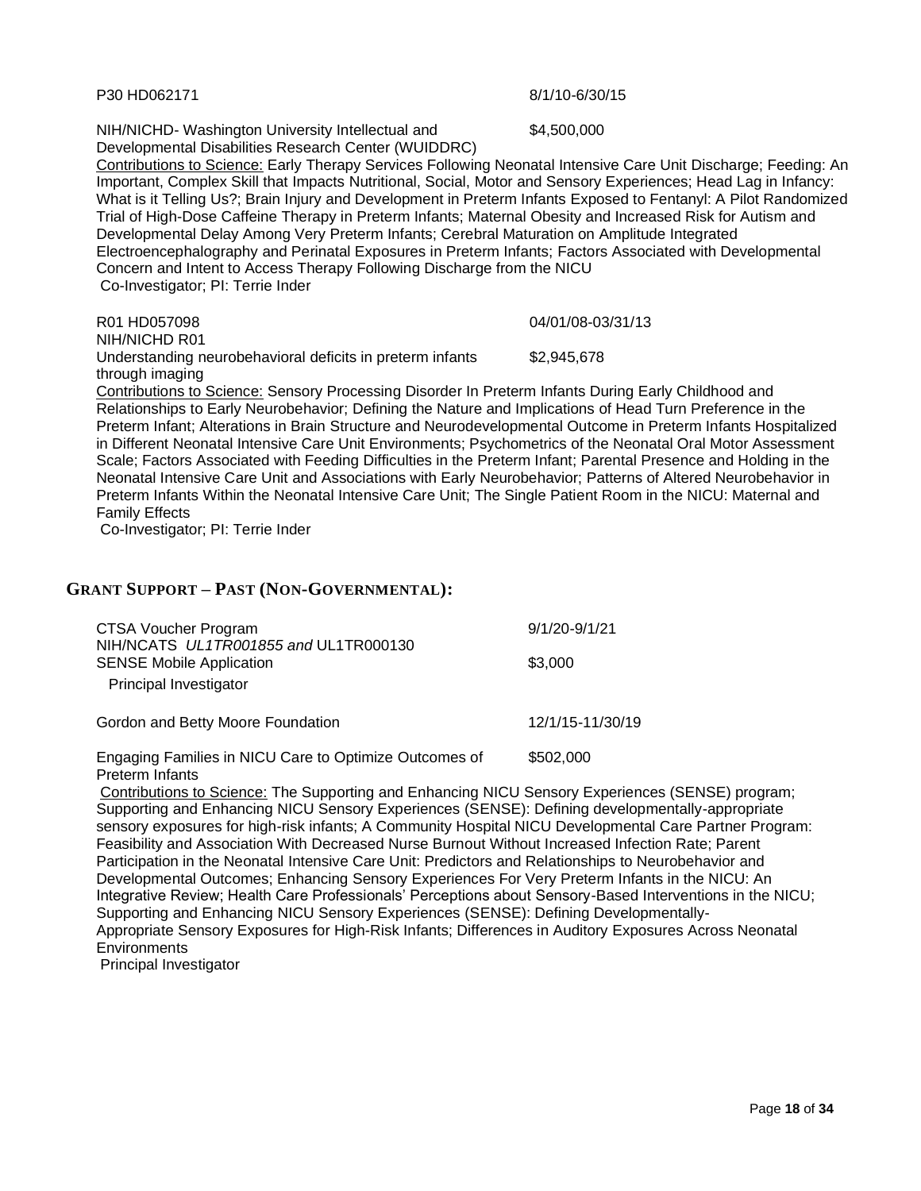P30 HD062171 8/1/10-6/30/15

NIH/NICHD- Washington University Intellectual and Developmental Disabilities Research Center (WUIDDRC) $4,500,000

Contributions to Science: Early Therapy Services Following Neonatal Intensive Care Unit Discharge; Feeding: An Important, Complex Skill that Impacts Nutritional, Social, Motor and Sensory Experiences; Head Lag in Infancy: What is it Telling Us?; Brain Injury and Development in Preterm Infants Exposed to Fentanyl: A Pilot Randomized Trial of High-Dose Caffeine Therapy in Preterm Infants; Maternal Obesity and Increased Risk for Autism and Developmental Delay Among Very Preterm Infants; Cerebral Maturation on Amplitude Integrated Electroencephalography and Perinatal Exposures in Preterm Infants; Factors Associated with Developmental Concern and Intent to Access Therapy Following Discharge from the NICU

Co-Investigator; PI: Terrie Inder

R01 HD057098 04/01/08-03/31/13

NIH/NICHD R01

Understanding neurobehavioral deficits in preterm infants through imaging $2,945,678

Contributions to Science: Sensory Processing Disorder In Preterm Infants During Early Childhood and Relationships to Early Neurobehavior; Defining the Nature and Implications of Head Turn Preference in the Preterm Infant; Alterations in Brain Structure and Neurodevelopmental Outcome in Preterm Infants Hospitalized in Different Neonatal Intensive Care Unit Environments; Psychometrics of the Neonatal Oral Motor Assessment Scale; Factors Associated with Feeding Difficulties in the Preterm Infant; Parental Presence and Holding in the Neonatal Intensive Care Unit and Associations with Early Neurobehavior; Patterns of Altered Neurobehavior in Preterm Infants Within the Neonatal Intensive Care Unit; The Single Patient Room in the NICU: Maternal and Family Effects

Co-Investigator; PI: Terrie Inder

## Grant Support – Past (Non-Governmental):

CTSA Voucher Program 9/1/20-9/1/21

NIH/NCATS *UL1TR001855 and* UL1TR000130

SENSE Mobile Application $3,000

Principal Investigator

Gordon and Betty Moore Foundation 12/1/15-11/30/19

Engaging Families in NICU Care to Optimize Outcomes of Preterm Infants $502,000

Contributions to Science: The Supporting and Enhancing NICU Sensory Experiences (SENSE) program; Supporting and Enhancing NICU Sensory Experiences (SENSE): Defining developmentally-appropriate sensory exposures for high-risk infants; A Community Hospital NICU Developmental Care Partner Program: Feasibility and Association With Decreased Nurse Burnout Without Increased Infection Rate; Parent Participation in the Neonatal Intensive Care Unit: Predictors and Relationships to Neurobehavior and Developmental Outcomes; Enhancing Sensory Experiences For Very Preterm Infants in the NICU: An Integrative Review; Health Care Professionals' Perceptions about Sensory-Based Interventions in the NICU; Supporting and Enhancing NICU Sensory Experiences (SENSE): Defining Developmentally-Appropriate Sensory Exposures for High-Risk Infants; Differences in Auditory Exposures Across Neonatal Environments

Principal Investigator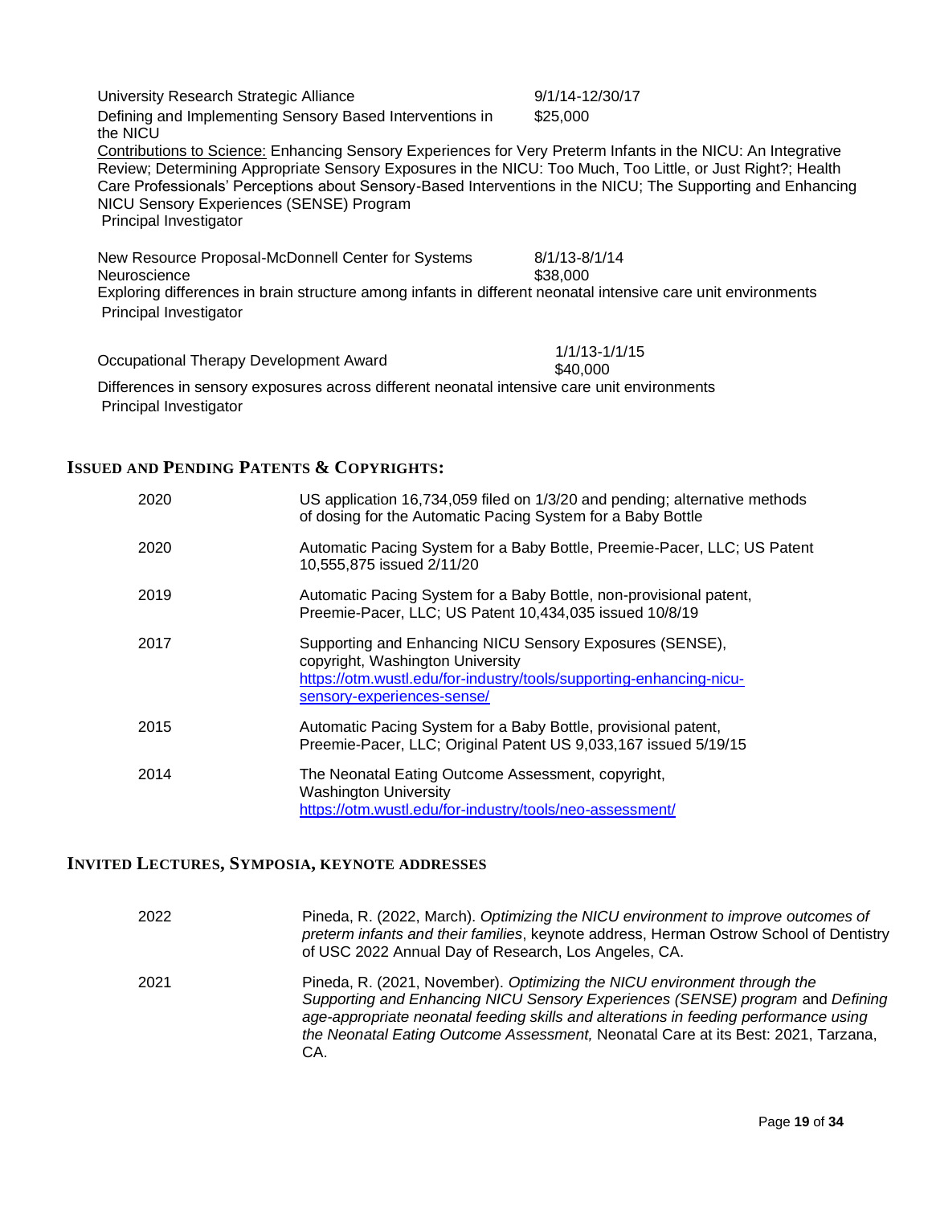University Research Strategic Alliance 9/1/14-12/30/17
Defining and Implementing Sensory Based Interventions in the NICU $25,000
Contributions to Science: Enhancing Sensory Experiences for Very Preterm Infants in the NICU: An Integrative Review; Determining Appropriate Sensory Exposures in the NICU: Too Much, Too Little, or Just Right?; Health Care Professionals' Perceptions about Sensory-Based Interventions in the NICU; The Supporting and Enhancing NICU Sensory Experiences (SENSE) Program
Principal Investigator

New Resource Proposal-McDonnell Center for Systems Neuroscience 8/1/13-8/1/14 $38,000
Exploring differences in brain structure among infants in different neonatal intensive care unit environments
Principal Investigator

Occupational Therapy Development Award 1/1/13-1/1/15 $40,000
Differences in sensory exposures across different neonatal intensive care unit environments
Principal Investigator

## ISSUED AND PENDING PATENTS & COPYRIGHTS:

| | |
|---|---|
| 2020 | US application 16,734,059 filed on 1/3/20 and pending; alternative methods of dosing for the Automatic Pacing System for a Baby Bottle |
| 2020 | Automatic Pacing System for a Baby Bottle, Preemie-Pacer, LLC; US Patent 10,555,875 issued 2/11/20 |
| 2019 | Automatic Pacing System for a Baby Bottle, non-provisional patent, Preemie-Pacer, LLC; US Patent 10,434,035 issued 10/8/19 |
| 2017 | Supporting and Enhancing NICU Sensory Exposures (SENSE), copyright, Washington University https://otm.wustl.edu/for-industry/tools/supporting-enhancing-nicu-sensory-experiences-sense/ |
| 2015 | Automatic Pacing System for a Baby Bottle, provisional patent, Preemie-Pacer, LLC; Original Patent US 9,033,167 issued 5/19/15 |
| 2014 | The Neonatal Eating Outcome Assessment, copyright, Washington University https://otm.wustl.edu/for-industry/tools/neo-assessment/ |

## INVITED LECTURES, SYMPOSIA, KEYNOTE ADDRESSES

| | |
|---|---|
| 2022 | Pineda, R. (2022, March). *Optimizing the NICU environment to improve outcomes of preterm infants and their families*, keynote address, Herman Ostrow School of Dentistry of USC 2022 Annual Day of Research, Los Angeles, CA. |
| 2021 | Pineda, R. (2021, November). *Optimizing the NICU environment through the Supporting and Enhancing NICU Sensory Experiences (SENSE) program* and *Defining age-appropriate neonatal feeding skills and alterations in feeding performance using the Neonatal Eating Outcome Assessment,* Neonatal Care at its Best: 2021, Tarzana, CA. |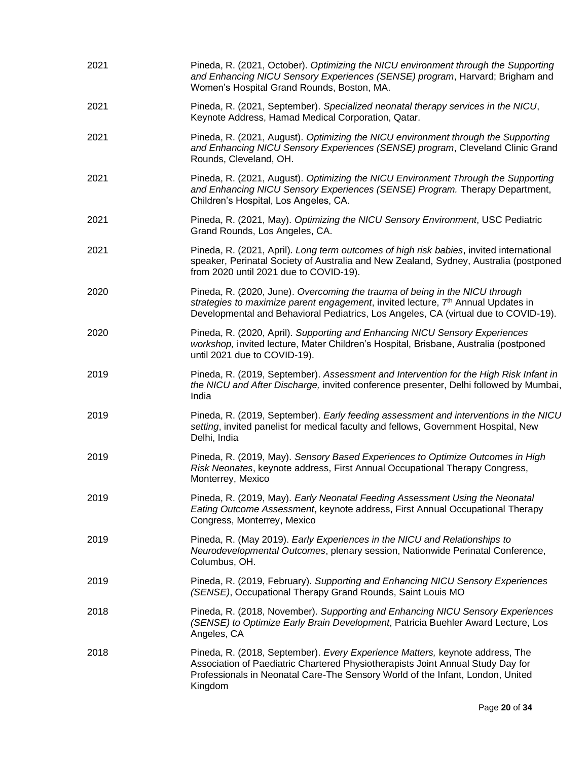| | |
|---|---|
| 2021 | Pineda, R. (2021, October). *Optimizing the NICU environment through the Supporting and Enhancing NICU Sensory Experiences (SENSE) program*, Harvard; Brigham and Women's Hospital Grand Rounds, Boston, MA. |
| 2021 | Pineda, R. (2021, September). *Specialized neonatal therapy services in the NICU*, Keynote Address, Hamad Medical Corporation, Qatar. |
| 2021 | Pineda, R. (2021, August). *Optimizing the NICU environment through the Supporting and Enhancing NICU Sensory Experiences (SENSE) program*, Cleveland Clinic Grand Rounds, Cleveland, OH. |
| 2021 | Pineda, R. (2021, August). *Optimizing the NICU Environment Through the Supporting and Enhancing NICU Sensory Experiences (SENSE) Program.* Therapy Department, Children's Hospital, Los Angeles, CA. |
| 2021 | Pineda, R. (2021, May). *Optimizing the NICU Sensory Environment*, USC Pediatric Grand Rounds, Los Angeles, CA. |
| 2021 | Pineda, R. (2021, April). *Long term outcomes of high risk babies*, invited international speaker, Perinatal Society of Australia and New Zealand, Sydney, Australia (postponed from 2020 until 2021 due to COVID-19). |
| 2020 | Pineda, R. (2020, June). *Overcoming the trauma of being in the NICU through strategies to maximize parent engagement*, invited lecture, 7th Annual Updates in Developmental and Behavioral Pediatrics, Los Angeles, CA (virtual due to COVID-19). |
| 2020 | Pineda, R. (2020, April). *Supporting and Enhancing NICU Sensory Experiences workshop,* invited lecture, Mater Children's Hospital, Brisbane, Australia (postponed until 2021 due to COVID-19). |
| 2019 | Pineda, R. (2019, September). *Assessment and Intervention for the High Risk Infant in the NICU and After Discharge,* invited conference presenter, Delhi followed by Mumbai, India |
| 2019 | Pineda, R. (2019, September). *Early feeding assessment and interventions in the NICU setting*, invited panelist for medical faculty and fellows, Government Hospital, New Delhi, India |
| 2019 | Pineda, R. (2019, May). *Sensory Based Experiences to Optimize Outcomes in High Risk Neonates*, keynote address, First Annual Occupational Therapy Congress, Monterrey, Mexico |
| 2019 | Pineda, R. (2019, May). *Early Neonatal Feeding Assessment Using the Neonatal Eating Outcome Assessment*, keynote address, First Annual Occupational Therapy Congress, Monterrey, Mexico |
| 2019 | Pineda, R. (May 2019). *Early Experiences in the NICU and Relationships to Neurodevelopmental Outcomes*, plenary session, Nationwide Perinatal Conference, Columbus, OH. |
| 2019 | Pineda, R. (2019, February). *Supporting and Enhancing NICU Sensory Experiences (SENSE)*, Occupational Therapy Grand Rounds, Saint Louis MO |
| 2018 | Pineda, R. (2018, November). *Supporting and Enhancing NICU Sensory Experiences (SENSE) to Optimize Early Brain Development*, Patricia Buehler Award Lecture, Los Angeles, CA |
| 2018 | Pineda, R. (2018, September). *Every Experience Matters,* keynote address, The Association of Paediatric Chartered Physiotherapists Joint Annual Study Day for Professionals in Neonatal Care-The Sensory World of the Infant, London, United Kingdom |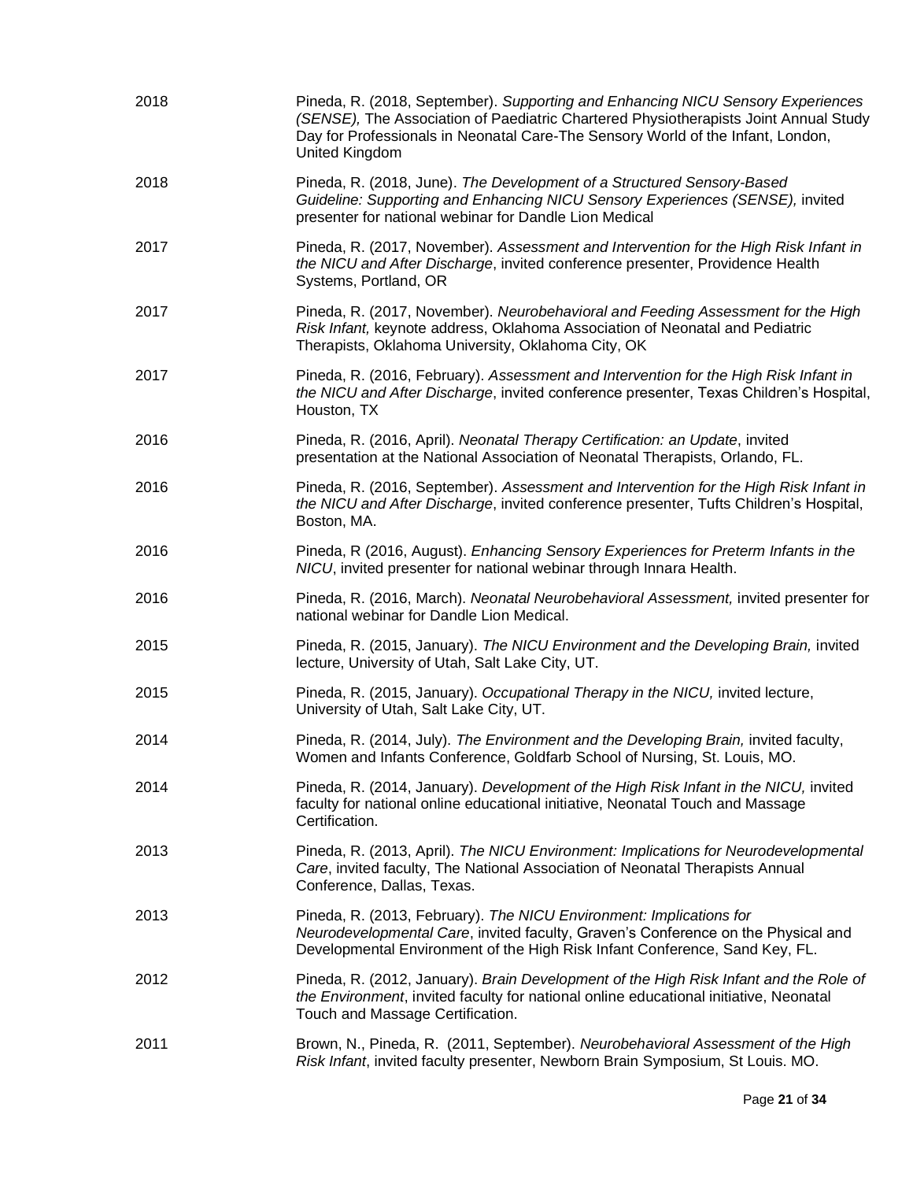| | |
|---|---|
| 2018 | Pineda, R. (2018, September). *Supporting and Enhancing NICU Sensory Experiences (SENSE),* The Association of Paediatric Chartered Physiotherapists Joint Annual Study Day for Professionals in Neonatal Care-The Sensory World of the Infant, London, United Kingdom |
| 2018 | Pineda, R. (2018, June). *The Development of a Structured Sensory-Based Guideline: Supporting and Enhancing NICU Sensory Experiences (SENSE),* invited presenter for national webinar for Dandle Lion Medical |
| 2017 | Pineda, R. (2017, November). *Assessment and Intervention for the High Risk Infant in the NICU and After Discharge*, invited conference presenter, Providence Health Systems, Portland, OR |
| 2017 | Pineda, R. (2017, November). *Neurobehavioral and Feeding Assessment for the High Risk Infant,* keynote address, Oklahoma Association of Neonatal and Pediatric Therapists, Oklahoma University, Oklahoma City, OK |
| 2017 | Pineda, R. (2016, February). *Assessment and Intervention for the High Risk Infant in the NICU and After Discharge*, invited conference presenter, Texas Children's Hospital, Houston, TX |
| 2016 | Pineda, R. (2016, April). *Neonatal Therapy Certification: an Update*, invited presentation at the National Association of Neonatal Therapists, Orlando, FL. |
| 2016 | Pineda, R. (2016, September). *Assessment and Intervention for the High Risk Infant in the NICU and After Discharge*, invited conference presenter, Tufts Children's Hospital, Boston, MA. |
| 2016 | Pineda, R (2016, August). *Enhancing Sensory Experiences for Preterm Infants in the NICU*, invited presenter for national webinar through Innara Health. |
| 2016 | Pineda, R. (2016, March). *Neonatal Neurobehavioral Assessment,* invited presenter for national webinar for Dandle Lion Medical. |
| 2015 | Pineda, R. (2015, January). *The NICU Environment and the Developing Brain,* invited lecture, University of Utah, Salt Lake City, UT. |
| 2015 | Pineda, R. (2015, January). *Occupational Therapy in the NICU,* invited lecture, University of Utah, Salt Lake City, UT. |
| 2014 | Pineda, R. (2014, July). *The Environment and the Developing Brain,* invited faculty, Women and Infants Conference, Goldfarb School of Nursing, St. Louis, MO. |
| 2014 | Pineda, R. (2014, January). *Development of the High Risk Infant in the NICU,* invited faculty for national online educational initiative, Neonatal Touch and Massage Certification. |
| 2013 | Pineda, R. (2013, April). *The NICU Environment: Implications for Neurodevelopmental Care*, invited faculty, The National Association of Neonatal Therapists Annual Conference, Dallas, Texas. |
| 2013 | Pineda, R. (2013, February). *The NICU Environment: Implications for Neurodevelopmental Care*, invited faculty, Graven's Conference on the Physical and Developmental Environment of the High Risk Infant Conference, Sand Key, FL. |
| 2012 | Pineda, R. (2012, January). *Brain Development of the High Risk Infant and the Role of the Environment*, invited faculty for national online educational initiative, Neonatal Touch and Massage Certification. |
| 2011 | Brown, N., Pineda, R. (2011, September). *Neurobehavioral Assessment of the High Risk Infant*, invited faculty presenter, Newborn Brain Symposium, St Louis. MO. |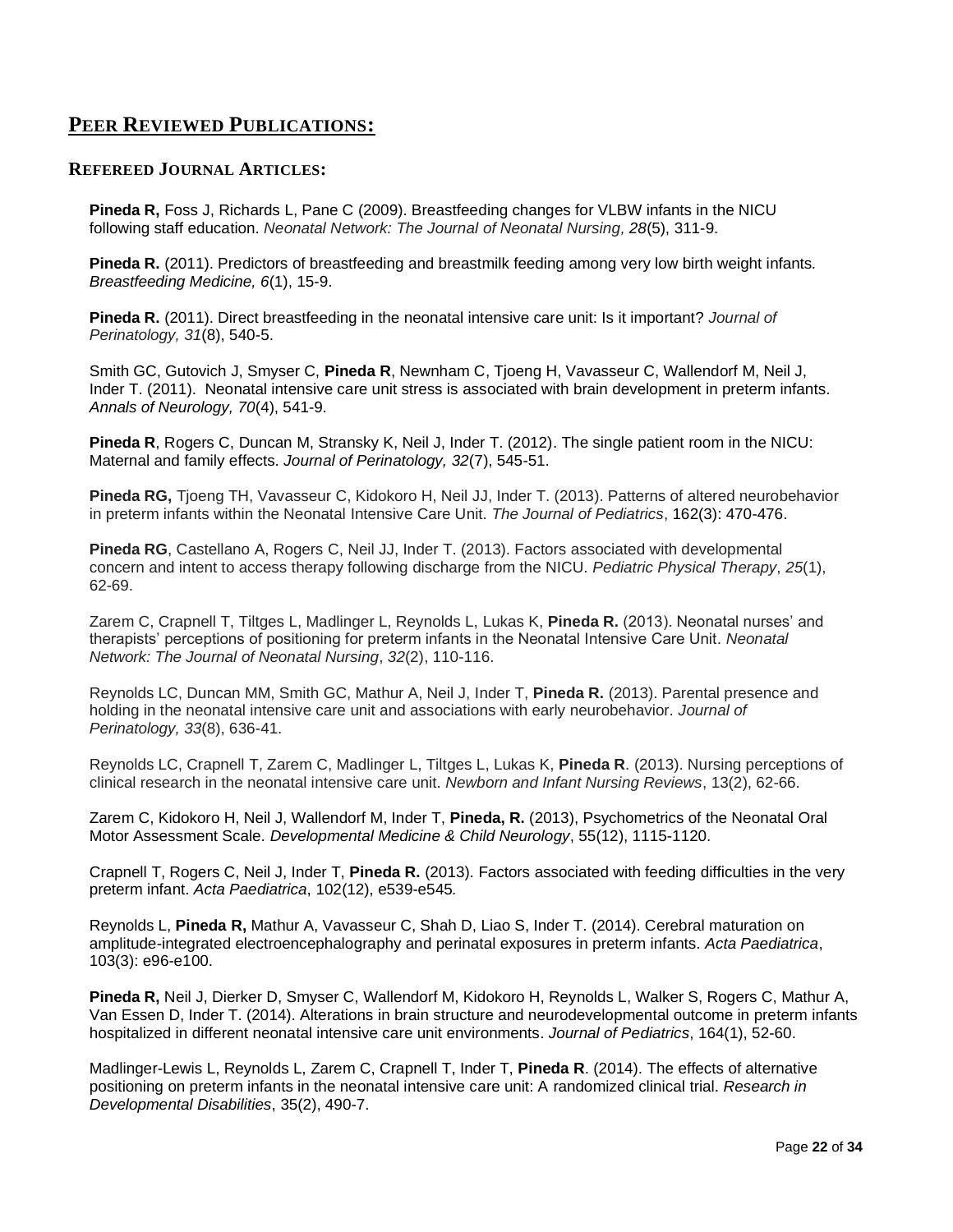## PEER REVIEWED PUBLICATIONS:

### REFEREED JOURNAL ARTICLES:

**Pineda R,** Foss J, Richards L, Pane C (2009). Breastfeeding changes for VLBW infants in the NICU following staff education. *Neonatal Network: The Journal of Neonatal Nursing, 28*(5), 311-9.

**Pineda R.** (2011). Predictors of breastfeeding and breastmilk feeding among very low birth weight infants*. Breastfeeding Medicine, 6*(1), 15-9.

**Pineda R.** (2011). Direct breastfeeding in the neonatal intensive care unit: Is it important? *Journal of Perinatology, 31*(8), 540-5.

Smith GC, Gutovich J, Smyser C, **Pineda R**, Newnham C, Tjoeng H, Vavasseur C, Wallendorf M, Neil J, Inder T. (2011). Neonatal intensive care unit stress is associated with brain development in preterm infants. *Annals of Neurology, 70*(4), 541-9.

**Pineda R**, Rogers C, Duncan M, Stransky K, Neil J, Inder T. (2012). The single patient room in the NICU: Maternal and family effects. *Journal of Perinatology, 32*(7), 545-51.

**Pineda RG,** Tjoeng TH, Vavasseur C, Kidokoro H, Neil JJ, Inder T. (2013). Patterns of altered neurobehavior in preterm infants within the Neonatal Intensive Care Unit. *The Journal of Pediatrics*, 162(3): 470-476.

**Pineda RG**, Castellano A, Rogers C, Neil JJ, Inder T. (2013). Factors associated with developmental concern and intent to access therapy following discharge from the NICU. *Pediatric Physical Therapy*, *25*(1), 62-69.

Zarem C, Crapnell T, Tiltges L, Madlinger L, Reynolds L, Lukas K, **Pineda R.** (2013). Neonatal nurses' and therapists' perceptions of positioning for preterm infants in the Neonatal Intensive Care Unit. *Neonatal Network: The Journal of Neonatal Nursing*, *32*(2), 110-116.

Reynolds LC, Duncan MM, Smith GC, Mathur A, Neil J, Inder T, **Pineda R.** (2013). Parental presence and holding in the neonatal intensive care unit and associations with early neurobehavior. *Journal of Perinatology, 33*(8), 636-41.

Reynolds LC, Crapnell T, Zarem C, Madlinger L, Tiltges L, Lukas K, **Pineda R**. (2013). Nursing perceptions of clinical research in the neonatal intensive care unit. *Newborn and Infant Nursing Reviews*, 13(2), 62-66.

Zarem C, Kidokoro H, Neil J, Wallendorf M, Inder T, **Pineda, R.** (2013), Psychometrics of the Neonatal Oral Motor Assessment Scale. *Developmental Medicine & Child Neurology*, 55(12), 1115-1120.

Crapnell T, Rogers C, Neil J, Inder T, **Pineda R.** (2013). Factors associated with feeding difficulties in the very preterm infant. *Acta Paediatrica*, 102(12), e539-e545*.*

Reynolds L, **Pineda R,** Mathur A, Vavasseur C, Shah D, Liao S, Inder T. (2014). Cerebral maturation on amplitude-integrated electroencephalography and perinatal exposures in preterm infants. *Acta Paediatrica*, 103(3): e96-e100.

**Pineda R,** Neil J, Dierker D, Smyser C, Wallendorf M, Kidokoro H, Reynolds L, Walker S, Rogers C, Mathur A, Van Essen D, Inder T. (2014). Alterations in brain structure and neurodevelopmental outcome in preterm infants hospitalized in different neonatal intensive care unit environments. *Journal of Pediatrics*, 164(1), 52-60.

Madlinger-Lewis L, Reynolds L, Zarem C, Crapnell T, Inder T, **Pineda R**. (2014). The effects of alternative positioning on preterm infants in the neonatal intensive care unit: A randomized clinical trial. *Research in Developmental Disabilities*, 35(2), 490-7.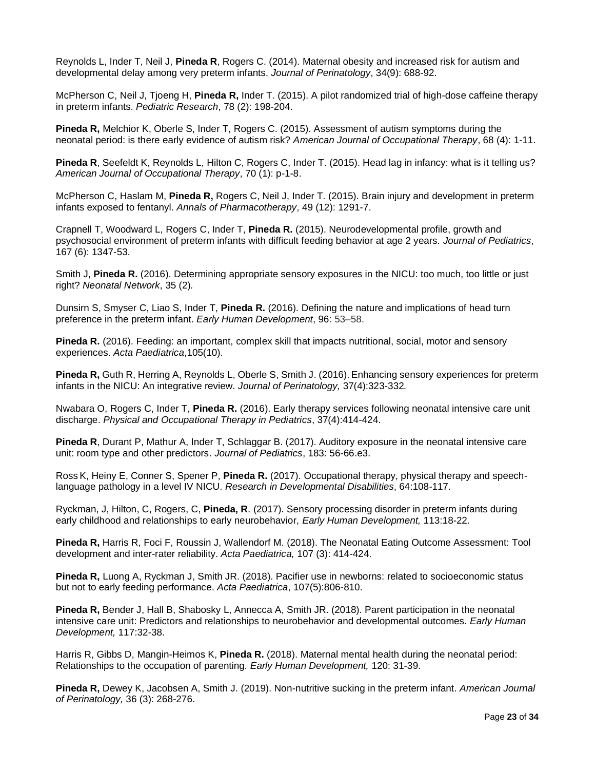Reynolds L, Inder T, Neil J, **Pineda R**, Rogers C. (2014). Maternal obesity and increased risk for autism and developmental delay among very preterm infants. *Journal of Perinatology*, 34(9): 688-92.

McPherson C, Neil J, Tjoeng H, **Pineda R,** Inder T. (2015). A pilot randomized trial of high-dose caffeine therapy in preterm infants. *Pediatric Research*, 78 (2): 198-204.

**Pineda R,** Melchior K, Oberle S, Inder T, Rogers C. (2015). Assessment of autism symptoms during the neonatal period: is there early evidence of autism risk? *American Journal of Occupational Therapy*, 68 (4): 1-11.

**Pineda R**, Seefeldt K, Reynolds L, Hilton C, Rogers C, Inder T. (2015). Head lag in infancy: what is it telling us? *American Journal of Occupational Therapy*, 70 (1): p-1-8.

McPherson C, Haslam M, **Pineda R,** Rogers C, Neil J, Inder T. (2015). Brain injury and development in preterm infants exposed to fentanyl. *Annals of Pharmacotherapy*, 49 (12): 1291-7.

Crapnell T, Woodward L, Rogers C, Inder T, **Pineda R.** (2015). Neurodevelopmental profile, growth and psychosocial environment of preterm infants with difficult feeding behavior at age 2 years. *Journal of Pediatrics*, 167 (6): 1347-53.

Smith J, **Pineda R.** (2016). Determining appropriate sensory exposures in the NICU: too much, too little or just right? *Neonatal Network*, 35 (2).

Dunsirn S, Smyser C, Liao S, Inder T, **Pineda R.** (2016). Defining the nature and implications of head turn preference in the preterm infant. *Early Human Development*, 96: 53–58.

**Pineda R.** (2016). Feeding: an important, complex skill that impacts nutritional, social, motor and sensory experiences. *Acta Paediatrica*,105(10).

**Pineda R,** Guth R, Herring A, Reynolds L, Oberle S, Smith J. (2016). Enhancing sensory experiences for preterm infants in the NICU: An integrative review. *Journal of Perinatology,* 37(4):323-332*.*

Nwabara O, Rogers C, Inder T, **Pineda R.** (2016). Early therapy services following neonatal intensive care unit discharge. *Physical and Occupational Therapy in Pediatrics*, 37(4):414-424.

**Pineda R**, Durant P, Mathur A, Inder T, Schlaggar B. (2017). Auditory exposure in the neonatal intensive care unit: room type and other predictors. *Journal of Pediatrics*, 183: 56-66.e3.

Ross K, Heiny E, Conner S, Spener P, **Pineda R.** (2017). Occupational therapy, physical therapy and speech-language pathology in a level IV NICU. *Research in Developmental Disabilities*, 64:108-117.

Ryckman, J, Hilton, C, Rogers, C, **Pineda, R**. (2017). Sensory processing disorder in preterm infants during early childhood and relationships to early neurobehavior, *Early Human Development,* 113:18-22.

**Pineda R,** Harris R, Foci F, Roussin J, Wallendorf M. (2018). The Neonatal Eating Outcome Assessment: Tool development and inter-rater reliability. *Acta Paediatrica,* 107 (3): 414-424.

**Pineda R,** Luong A, Ryckman J, Smith JR. (2018). Pacifier use in newborns: related to socioeconomic status but not to early feeding performance. *Acta Paediatrica*, 107(5):806-810.

**Pineda R,** Bender J, Hall B, Shabosky L, Annecca A, Smith JR. (2018). Parent participation in the neonatal intensive care unit: Predictors and relationships to neurobehavior and developmental outcomes. *Early Human Development,* 117:32-38.

Harris R, Gibbs D, Mangin-Heimos K, **Pineda R.** (2018). Maternal mental health during the neonatal period: Relationships to the occupation of parenting. *Early Human Development,* 120: 31-39.

**Pineda R,** Dewey K, Jacobsen A, Smith J. (2019). Non-nutritive sucking in the preterm infant. *American Journal of Perinatology,* 36 (3): 268-276.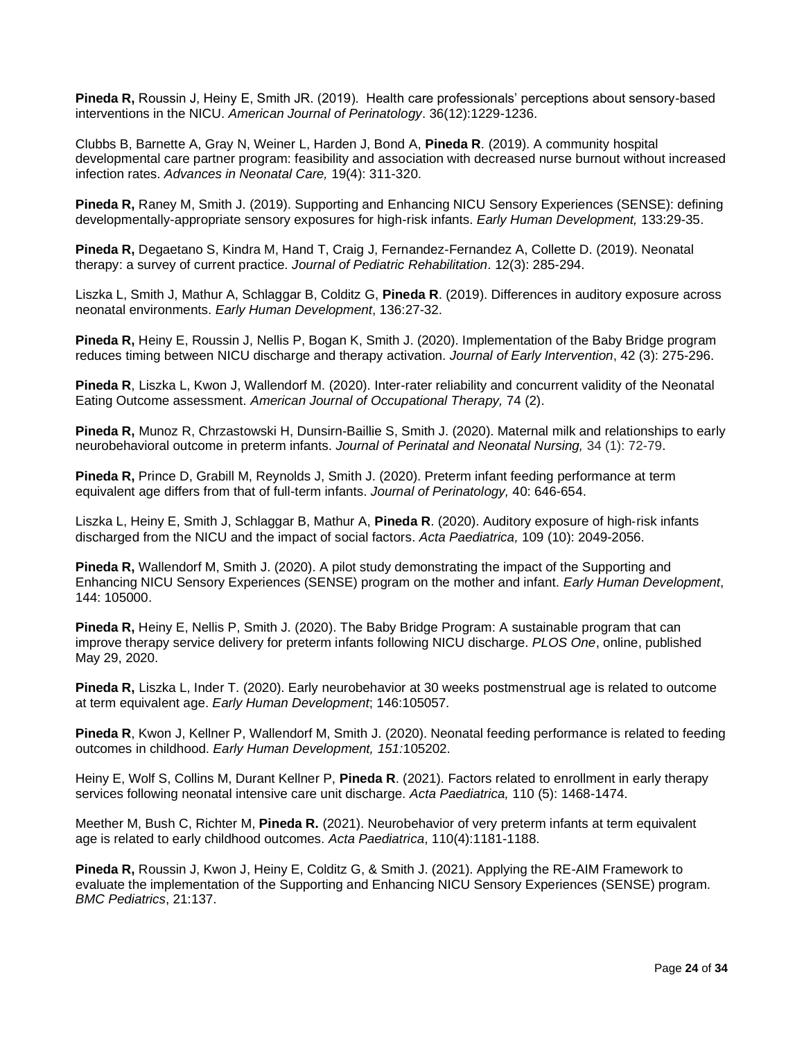**Pineda R,** Roussin J, Heiny E, Smith JR. (2019). Health care professionals' perceptions about sensory-based interventions in the NICU. *American Journal of Perinatology*. 36(12):1229-1236.

Clubbs B, Barnette A, Gray N, Weiner L, Harden J, Bond A, **Pineda R**. (2019). A community hospital developmental care partner program: feasibility and association with decreased nurse burnout without increased infection rates. *Advances in Neonatal Care,* 19(4): 311-320.

**Pineda R,** Raney M, Smith J. (2019). Supporting and Enhancing NICU Sensory Experiences (SENSE): defining developmentally-appropriate sensory exposures for high-risk infants. *Early Human Development,* 133:29-35.

**Pineda R,** Degaetano S, Kindra M, Hand T, Craig J, Fernandez-Fernandez A, Collette D. (2019). Neonatal therapy: a survey of current practice. *Journal of Pediatric Rehabilitation*. 12(3): 285-294.

Liszka L, Smith J, Mathur A, Schlaggar B, Colditz G, **Pineda R**. (2019). Differences in auditory exposure across neonatal environments. *Early Human Development*, 136:27-32.

**Pineda R,** Heiny E, Roussin J, Nellis P, Bogan K, Smith J. (2020). Implementation of the Baby Bridge program reduces timing between NICU discharge and therapy activation. *Journal of Early Intervention*, 42 (3): 275-296.

**Pineda R**, Liszka L, Kwon J, Wallendorf M. (2020). Inter-rater reliability and concurrent validity of the Neonatal Eating Outcome assessment. *American Journal of Occupational Therapy,* 74 (2).

**Pineda R,** Munoz R, Chrzastowski H, Dunsirn-Baillie S, Smith J. (2020). Maternal milk and relationships to early neurobehavioral outcome in preterm infants. *Journal of Perinatal and Neonatal Nursing,* 34 (1): 72-79.

**Pineda R,** Prince D, Grabill M, Reynolds J, Smith J. (2020). Preterm infant feeding performance at term equivalent age differs from that of full-term infants. *Journal of Perinatology,* 40: 646-654.

Liszka L, Heiny E, Smith J, Schlaggar B, Mathur A, **Pineda R**. (2020). Auditory exposure of high-risk infants discharged from the NICU and the impact of social factors. *Acta Paediatrica,* 109 (10): 2049-2056.

**Pineda R,** Wallendorf M, Smith J. (2020). A pilot study demonstrating the impact of the Supporting and Enhancing NICU Sensory Experiences (SENSE) program on the mother and infant. *Early Human Development*, 144: 105000.

**Pineda R,** Heiny E, Nellis P, Smith J. (2020). The Baby Bridge Program: A sustainable program that can improve therapy service delivery for preterm infants following NICU discharge. *PLOS One*, online, published May 29, 2020.

**Pineda R,** Liszka L, Inder T. (2020). Early neurobehavior at 30 weeks postmenstrual age is related to outcome at term equivalent age. *Early Human Development*; 146:105057.

**Pineda R**, Kwon J, Kellner P, Wallendorf M, Smith J. (2020). Neonatal feeding performance is related to feeding outcomes in childhood. *Early Human Development, 151:*105202.

Heiny E, Wolf S, Collins M, Durant Kellner P, **Pineda R**. (2021). Factors related to enrollment in early therapy services following neonatal intensive care unit discharge. *Acta Paediatrica,* 110 (5): 1468-1474.

Meether M, Bush C, Richter M, **Pineda R.** (2021). Neurobehavior of very preterm infants at term equivalent age is related to early childhood outcomes. *Acta Paediatrica*, 110(4):1181-1188.

**Pineda R,** Roussin J, Kwon J, Heiny E, Colditz G, & Smith J. (2021). Applying the RE-AIM Framework to evaluate the implementation of the Supporting and Enhancing NICU Sensory Experiences (SENSE) program. *BMC Pediatrics*, 21:137.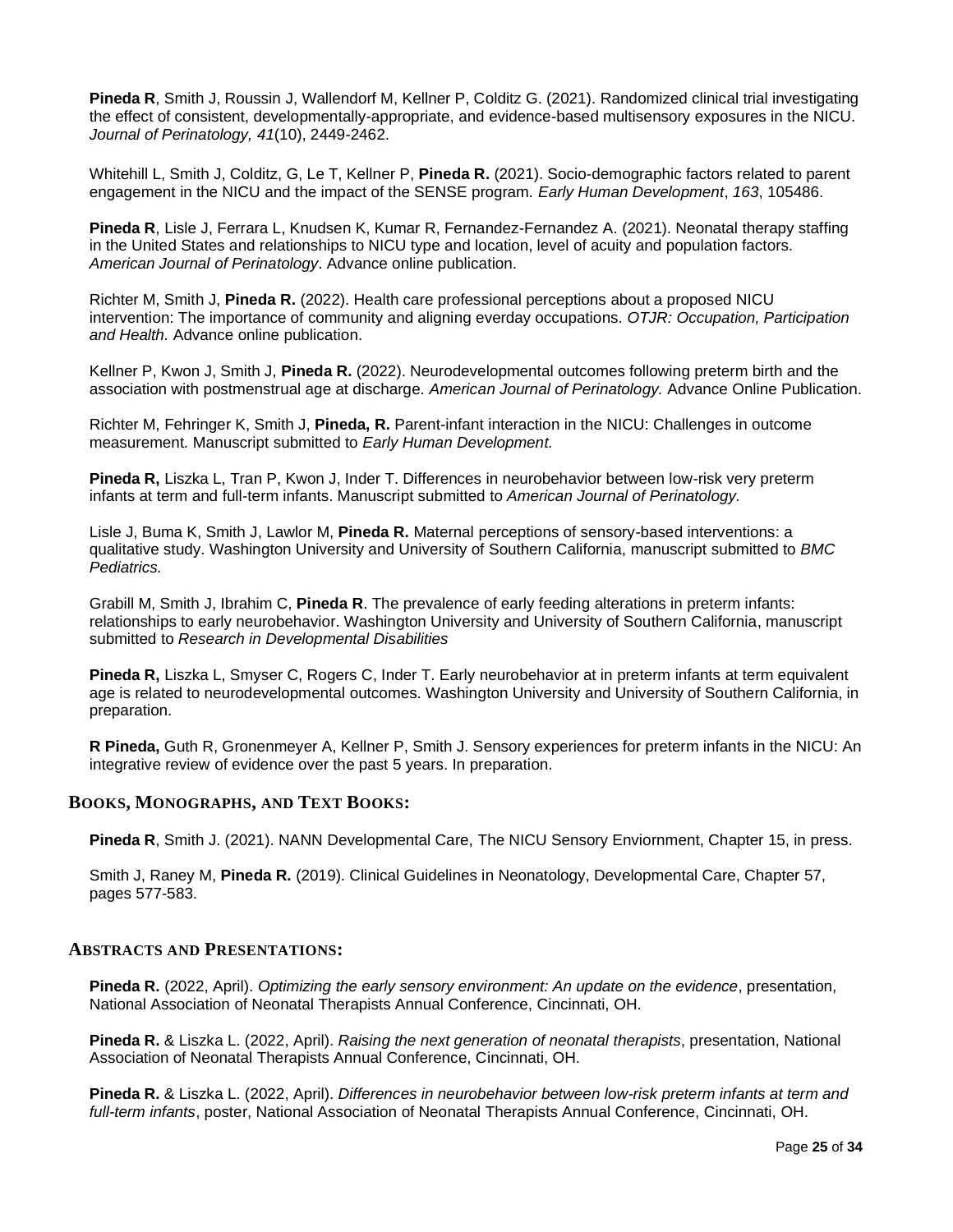**Pineda R**, Smith J, Roussin J, Wallendorf M, Kellner P, Colditz G. (2021). Randomized clinical trial investigating the effect of consistent, developmentally-appropriate, and evidence-based multisensory exposures in the NICU. *Journal of Perinatology, 41*(10), 2449-2462.

Whitehill L, Smith J, Colditz, G, Le T, Kellner P, **Pineda R.** (2021). Socio-demographic factors related to parent engagement in the NICU and the impact of the SENSE program. *Early Human Development*, *163*, 105486.

**Pineda R**, Lisle J, Ferrara L, Knudsen K, Kumar R, Fernandez-Fernandez A. (2021). Neonatal therapy staffing in the United States and relationships to NICU type and location, level of acuity and population factors. *American Journal of Perinatology*. Advance online publication.

Richter M, Smith J, **Pineda R.** (2022). Health care professional perceptions about a proposed NICU intervention: The importance of community and aligning everday occupations. *OTJR: Occupation, Participation and Health*. Advance online publication.

Kellner P, Kwon J, Smith J, **Pineda R.** (2022). Neurodevelopmental outcomes following preterm birth and the association with postmenstrual age at discharge. *American Journal of Perinatology.* Advance Online Publication.

Richter M, Fehringer K, Smith J, **Pineda, R.** Parent-infant interaction in the NICU: Challenges in outcome measurement. Manuscript submitted to *Early Human Development.*

**Pineda R,** Liszka L, Tran P, Kwon J, Inder T. Differences in neurobehavior between low-risk very preterm infants at term and full-term infants. Manuscript submitted to *American Journal of Perinatology.*

Lisle J, Buma K, Smith J, Lawlor M, **Pineda R.** Maternal perceptions of sensory-based interventions: a qualitative study. Washington University and University of Southern California, manuscript submitted to *BMC Pediatrics.*

Grabill M, Smith J, Ibrahim C, **Pineda R**. The prevalence of early feeding alterations in preterm infants: relationships to early neurobehavior. Washington University and University of Southern California, manuscript submitted to *Research in Developmental Disabilities*

**Pineda R,** Liszka L, Smyser C, Rogers C, Inder T. Early neurobehavior at in preterm infants at term equivalent age is related to neurodevelopmental outcomes. Washington University and University of Southern California, in preparation.

**R Pineda,** Guth R, Gronenmeyer A, Kellner P, Smith J. Sensory experiences for preterm infants in the NICU: An integrative review of evidence over the past 5 years. In preparation.

### BOOKS, MONOGRAPHS, AND TEXT BOOKS:

**Pineda R**, Smith J. (2021). NANN Developmental Care, The NICU Sensory Enviornment, Chapter 15, in press.

Smith J, Raney M, **Pineda R.** (2019). Clinical Guidelines in Neonatology, Developmental Care, Chapter 57, pages 577-583.

### ABSTRACTS AND PRESENTATIONS:

**Pineda R.** (2022, April). *Optimizing the early sensory environment: An update on the evidence*, presentation, National Association of Neonatal Therapists Annual Conference, Cincinnati, OH.

**Pineda R.** & Liszka L. (2022, April). *Raising the next generation of neonatal therapists*, presentation, National Association of Neonatal Therapists Annual Conference, Cincinnati, OH.

**Pineda R.** & Liszka L. (2022, April). *Differences in neurobehavior between low-risk preterm infants at term and full-term infants*, poster, National Association of Neonatal Therapists Annual Conference, Cincinnati, OH.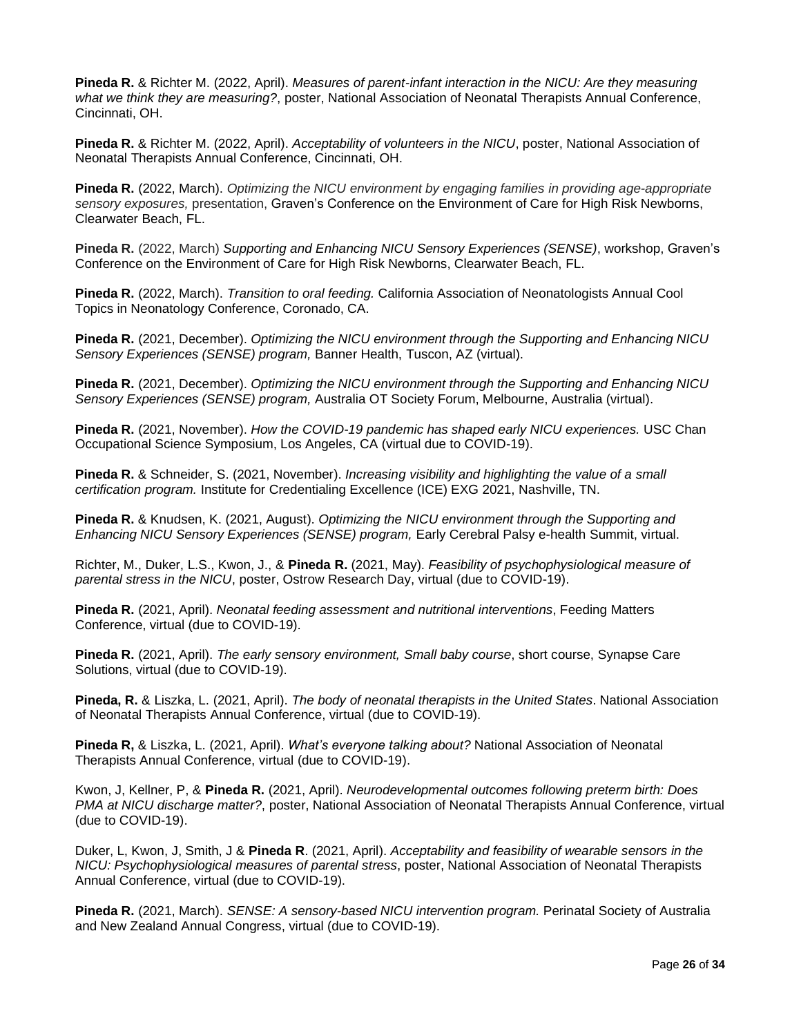**Pineda R.** & Richter M. (2022, April). *Measures of parent-infant interaction in the NICU: Are they measuring what we think they are measuring?*, poster, National Association of Neonatal Therapists Annual Conference, Cincinnati, OH.

**Pineda R.** & Richter M. (2022, April). *Acceptability of volunteers in the NICU*, poster, National Association of Neonatal Therapists Annual Conference, Cincinnati, OH.

**Pineda R.** (2022, March). *Optimizing the NICU environment by engaging families in providing age-appropriate sensory exposures,* presentation, Graven's Conference on the Environment of Care for High Risk Newborns, Clearwater Beach, FL.

**Pineda R.** (2022, March) *Supporting and Enhancing NICU Sensory Experiences (SENSE)*, workshop, Graven's Conference on the Environment of Care for High Risk Newborns, Clearwater Beach, FL.

**Pineda R.** (2022, March). *Transition to oral feeding.* California Association of Neonatologists Annual Cool Topics in Neonatology Conference, Coronado, CA.

**Pineda R.** (2021, December). *Optimizing the NICU environment through the Supporting and Enhancing NICU Sensory Experiences (SENSE) program,* Banner Health, Tuscon, AZ (virtual).

**Pineda R.** (2021, December). *Optimizing the NICU environment through the Supporting and Enhancing NICU Sensory Experiences (SENSE) program,* Australia OT Society Forum, Melbourne, Australia (virtual).

**Pineda R.** (2021, November). *How the COVID-19 pandemic has shaped early NICU experiences.* USC Chan Occupational Science Symposium, Los Angeles, CA (virtual due to COVID-19).

**Pineda R.** & Schneider, S. (2021, November). *Increasing visibility and highlighting the value of a small certification program.* Institute for Credentialing Excellence (ICE) EXG 2021, Nashville, TN.

**Pineda R.** & Knudsen, K. (2021, August). *Optimizing the NICU environment through the Supporting and Enhancing NICU Sensory Experiences (SENSE) program,* Early Cerebral Palsy e-health Summit, virtual.

Richter, M., Duker, L.S., Kwon, J., & **Pineda R.** (2021, May). *Feasibility of psychophysiological measure of parental stress in the NICU*, poster, Ostrow Research Day, virtual (due to COVID-19).

**Pineda R.** (2021, April). *Neonatal feeding assessment and nutritional interventions*, Feeding Matters Conference, virtual (due to COVID-19).

**Pineda R.** (2021, April). *The early sensory environment, Small baby course*, short course, Synapse Care Solutions, virtual (due to COVID-19).

**Pineda, R.** & Liszka, L. (2021, April). *The body of neonatal therapists in the United States*. National Association of Neonatal Therapists Annual Conference, virtual (due to COVID-19).

**Pineda R,** & Liszka, L. (2021, April). *What's everyone talking about?* National Association of Neonatal Therapists Annual Conference, virtual (due to COVID-19).

Kwon, J, Kellner, P, & **Pineda R.** (2021, April). *Neurodevelopmental outcomes following preterm birth: Does PMA at NICU discharge matter?*, poster, National Association of Neonatal Therapists Annual Conference, virtual (due to COVID-19).

Duker, L, Kwon, J, Smith, J & **Pineda R**. (2021, April). *Acceptability and feasibility of wearable sensors in the NICU: Psychophysiological measures of parental stress*, poster, National Association of Neonatal Therapists Annual Conference, virtual (due to COVID-19).

**Pineda R.** (2021, March). *SENSE: A sensory-based NICU intervention program.* Perinatal Society of Australia and New Zealand Annual Congress, virtual (due to COVID-19).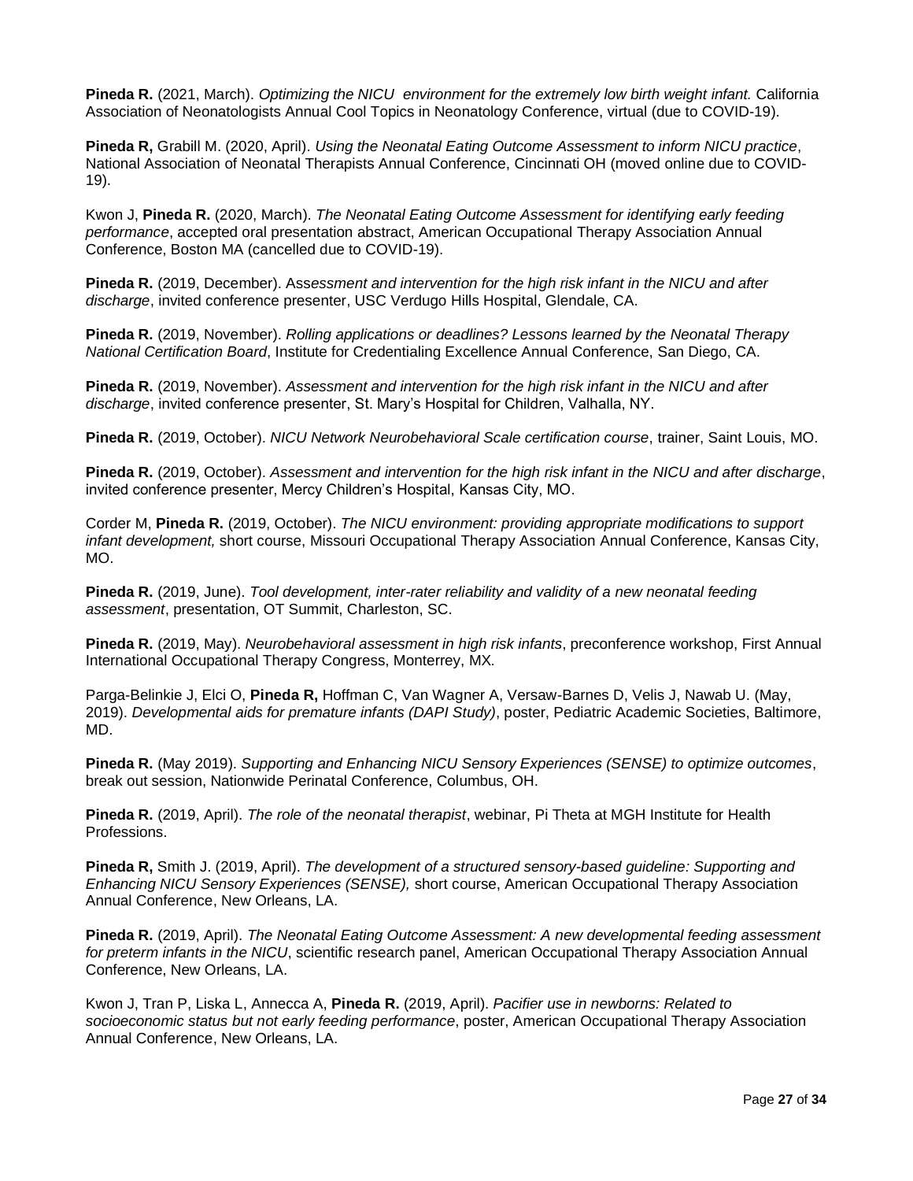**Pineda R.** (2021, March). *Optimizing the NICU  environment for the extremely low birth weight infant.* California Association of Neonatologists Annual Cool Topics in Neonatology Conference, virtual (due to COVID-19).

**Pineda R,** Grabill M. (2020, April). *Using the Neonatal Eating Outcome Assessment to inform NICU practice*, National Association of Neonatal Therapists Annual Conference, Cincinnati OH (moved online due to COVID-19).

Kwon J, **Pineda R.** (2020, March). *The Neonatal Eating Outcome Assessment for identifying early feeding performance*, accepted oral presentation abstract, American Occupational Therapy Association Annual Conference, Boston MA (cancelled due to COVID-19).

**Pineda R.** (2019, December). *Assessment and intervention for the high risk infant in the NICU and after discharge*, invited conference presenter, USC Verdugo Hills Hospital, Glendale, CA.

**Pineda R.** (2019, November). *Rolling applications or deadlines? Lessons learned by the Neonatal Therapy National Certification Board*, Institute for Credentialing Excellence Annual Conference, San Diego, CA.

**Pineda R.** (2019, November). *Assessment and intervention for the high risk infant in the NICU and after discharge*, invited conference presenter, St. Mary's Hospital for Children, Valhalla, NY.

**Pineda R.** (2019, October). *NICU Network Neurobehavioral Scale certification course*, trainer, Saint Louis, MO.

**Pineda R.** (2019, October). *Assessment and intervention for the high risk infant in the NICU and after discharge*, invited conference presenter, Mercy Children's Hospital, Kansas City, MO.

Corder M, **Pineda R.** (2019, October). *The NICU environment: providing appropriate modifications to support infant development,* short course, Missouri Occupational Therapy Association Annual Conference, Kansas City, MO.

**Pineda R.** (2019, June). *Tool development, inter-rater reliability and validity of a new neonatal feeding assessment*, presentation, OT Summit, Charleston, SC.

**Pineda R.** (2019, May). *Neurobehavioral assessment in high risk infants*, preconference workshop, First Annual International Occupational Therapy Congress, Monterrey, MX.

Parga-Belinkie J, Elci O, **Pineda R,** Hoffman C, Van Wagner A, Versaw-Barnes D, Velis J, Nawab U. (May, 2019). *Developmental aids for premature infants (DAPI Study)*, poster, Pediatric Academic Societies, Baltimore, MD.

**Pineda R.** (May 2019). *Supporting and Enhancing NICU Sensory Experiences (SENSE) to optimize outcomes*, break out session, Nationwide Perinatal Conference, Columbus, OH.

**Pineda R.** (2019, April). *The role of the neonatal therapist*, webinar, Pi Theta at MGH Institute for Health Professions.

**Pineda R,** Smith J. (2019, April). *The development of a structured sensory-based guideline: Supporting and Enhancing NICU Sensory Experiences (SENSE),* short course, American Occupational Therapy Association Annual Conference, New Orleans, LA.

**Pineda R.** (2019, April). *The Neonatal Eating Outcome Assessment: A new developmental feeding assessment for preterm infants in the NICU*, scientific research panel, American Occupational Therapy Association Annual Conference, New Orleans, LA.

Kwon J, Tran P, Liska L, Annecca A, **Pineda R.** (2019, April). *Pacifier use in newborns: Related to socioeconomic status but not early feeding performance*, poster, American Occupational Therapy Association Annual Conference, New Orleans, LA.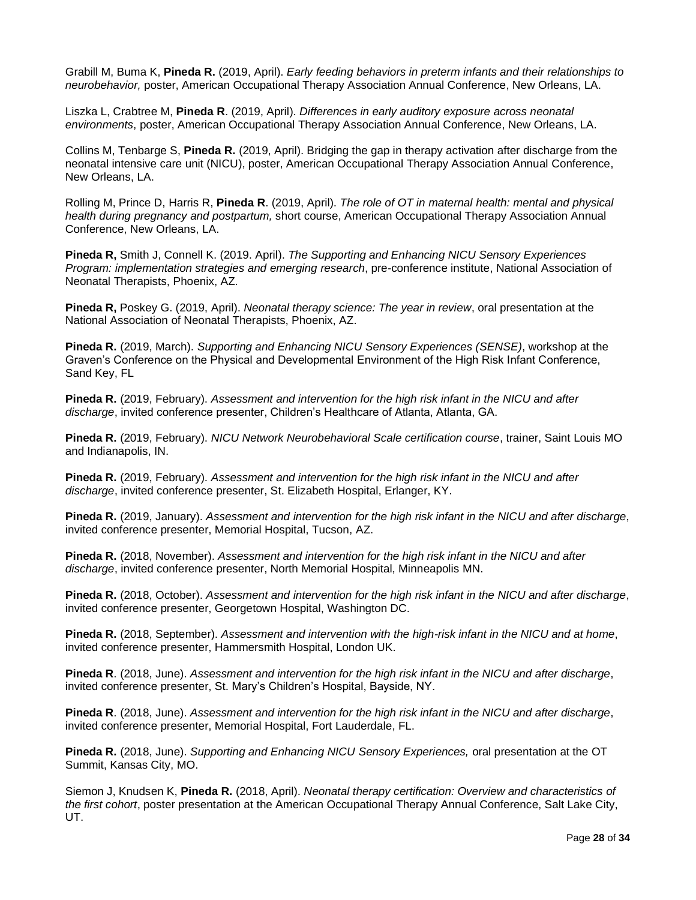Grabill M, Buma K, **Pineda R.** (2019, April). *Early feeding behaviors in preterm infants and their relationships to neurobehavior,* poster, American Occupational Therapy Association Annual Conference, New Orleans, LA.

Liszka L, Crabtree M, **Pineda R**. (2019, April). *Differences in early auditory exposure across neonatal environments*, poster, American Occupational Therapy Association Annual Conference, New Orleans, LA.

Collins M, Tenbarge S, **Pineda R.** (2019, April). Bridging the gap in therapy activation after discharge from the neonatal intensive care unit (NICU), poster, American Occupational Therapy Association Annual Conference, New Orleans, LA.

Rolling M, Prince D, Harris R, **Pineda R**. (2019, April). *The role of OT in maternal health: mental and physical health during pregnancy and postpartum,* short course, American Occupational Therapy Association Annual Conference, New Orleans, LA.

**Pineda R,** Smith J, Connell K. (2019. April). *The Supporting and Enhancing NICU Sensory Experiences Program: implementation strategies and emerging research*, pre-conference institute, National Association of Neonatal Therapists, Phoenix, AZ.

**Pineda R,** Poskey G. (2019, April). *Neonatal therapy science: The year in review*, oral presentation at the National Association of Neonatal Therapists, Phoenix, AZ.

**Pineda R.** (2019, March). *Supporting and Enhancing NICU Sensory Experiences (SENSE)*, workshop at the Graven's Conference on the Physical and Developmental Environment of the High Risk Infant Conference, Sand Key, FL

**Pineda R.** (2019, February). *Assessment and intervention for the high risk infant in the NICU and after discharge*, invited conference presenter, Children's Healthcare of Atlanta, Atlanta, GA.

**Pineda R.** (2019, February). *NICU Network Neurobehavioral Scale certification course*, trainer, Saint Louis MO and Indianapolis, IN.

**Pineda R.** (2019, February). *Assessment and intervention for the high risk infant in the NICU and after discharge*, invited conference presenter, St. Elizabeth Hospital, Erlanger, KY.

**Pineda R.** (2019, January). *Assessment and intervention for the high risk infant in the NICU and after discharge*, invited conference presenter, Memorial Hospital, Tucson, AZ.

**Pineda R.** (2018, November). *Assessment and intervention for the high risk infant in the NICU and after discharge*, invited conference presenter, North Memorial Hospital, Minneapolis MN.

**Pineda R.** (2018, October). *Assessment and intervention for the high risk infant in the NICU and after discharge*, invited conference presenter, Georgetown Hospital, Washington DC.

**Pineda R.** (2018, September). *Assessment and intervention with the high-risk infant in the NICU and at home*, invited conference presenter, Hammersmith Hospital, London UK.

**Pineda R**. (2018, June). *Assessment and intervention for the high risk infant in the NICU and after discharge*, invited conference presenter, St. Mary's Children's Hospital, Bayside, NY.

**Pineda R**. (2018, June). *Assessment and intervention for the high risk infant in the NICU and after discharge*, invited conference presenter, Memorial Hospital, Fort Lauderdale, FL.

**Pineda R.** (2018, June). *Supporting and Enhancing NICU Sensory Experiences,* oral presentation at the OT Summit, Kansas City, MO.

Siemon J, Knudsen K, **Pineda R.** (2018, April). *Neonatal therapy certification: Overview and characteristics of the first cohort*, poster presentation at the American Occupational Therapy Annual Conference, Salt Lake City, UT.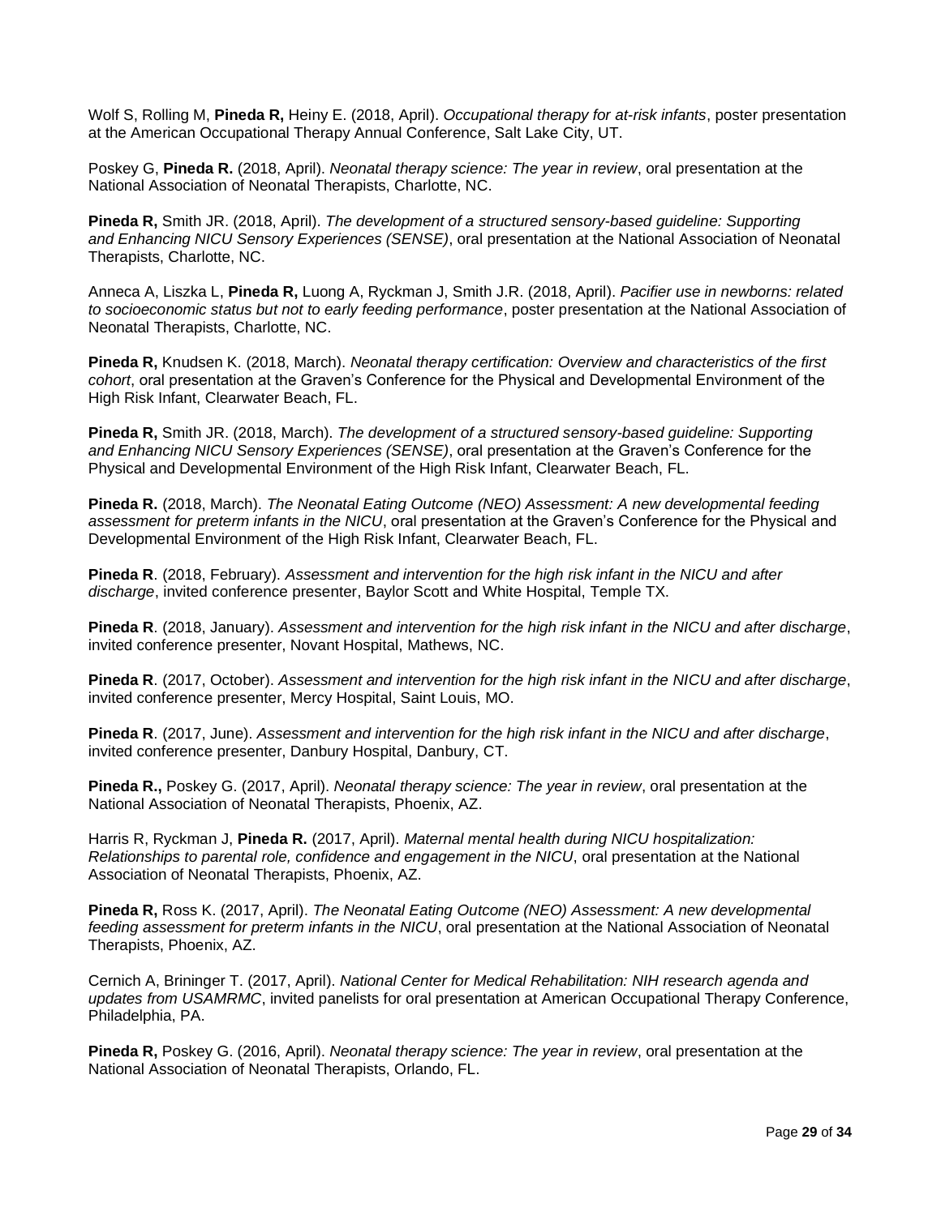Wolf S, Rolling M, **Pineda R,** Heiny E. (2018, April). *Occupational therapy for at-risk infants*, poster presentation at the American Occupational Therapy Annual Conference, Salt Lake City, UT.

Poskey G, **Pineda R.** (2018, April). *Neonatal therapy science: The year in review*, oral presentation at the National Association of Neonatal Therapists, Charlotte, NC.

**Pineda R,** Smith JR. (2018, April). *The development of a structured sensory-based guideline: Supporting and Enhancing NICU Sensory Experiences (SENSE)*, oral presentation at the National Association of Neonatal Therapists, Charlotte, NC.

Anneca A, Liszka L, **Pineda R,** Luong A, Ryckman J, Smith J.R. (2018, April). *Pacifier use in newborns: related to socioeconomic status but not to early feeding performance*, poster presentation at the National Association of Neonatal Therapists, Charlotte, NC.

**Pineda R,** Knudsen K. (2018, March). *Neonatal therapy certification: Overview and characteristics of the first cohort*, oral presentation at the Graven's Conference for the Physical and Developmental Environment of the High Risk Infant, Clearwater Beach, FL.

**Pineda R,** Smith JR. (2018, March). *The development of a structured sensory-based guideline: Supporting and Enhancing NICU Sensory Experiences (SENSE)*, oral presentation at the Graven's Conference for the Physical and Developmental Environment of the High Risk Infant, Clearwater Beach, FL.

**Pineda R.** (2018, March). *The Neonatal Eating Outcome (NEO) Assessment: A new developmental feeding assessment for preterm infants in the NICU*, oral presentation at the Graven's Conference for the Physical and Developmental Environment of the High Risk Infant, Clearwater Beach, FL.

**Pineda R**. (2018, February). *Assessment and intervention for the high risk infant in the NICU and after discharge*, invited conference presenter, Baylor Scott and White Hospital, Temple TX.

**Pineda R**. (2018, January). *Assessment and intervention for the high risk infant in the NICU and after discharge*, invited conference presenter, Novant Hospital, Mathews, NC.

**Pineda R**. (2017, October). *Assessment and intervention for the high risk infant in the NICU and after discharge*, invited conference presenter, Mercy Hospital, Saint Louis, MO.

**Pineda R**. (2017, June). *Assessment and intervention for the high risk infant in the NICU and after discharge*, invited conference presenter, Danbury Hospital, Danbury, CT.

**Pineda R.,** Poskey G. (2017, April). *Neonatal therapy science: The year in review*, oral presentation at the National Association of Neonatal Therapists, Phoenix, AZ.

Harris R, Ryckman J, **Pineda R.** (2017, April). *Maternal mental health during NICU hospitalization: Relationships to parental role, confidence and engagement in the NICU*, oral presentation at the National Association of Neonatal Therapists, Phoenix, AZ.

**Pineda R,** Ross K. (2017, April). *The Neonatal Eating Outcome (NEO) Assessment: A new developmental feeding assessment for preterm infants in the NICU*, oral presentation at the National Association of Neonatal Therapists, Phoenix, AZ.

Cernich A, Brininger T. (2017, April). *National Center for Medical Rehabilitation: NIH research agenda and updates from USAMRMC*, invited panelists for oral presentation at American Occupational Therapy Conference, Philadelphia, PA.

**Pineda R,** Poskey G. (2016, April). *Neonatal therapy science: The year in review*, oral presentation at the National Association of Neonatal Therapists, Orlando, FL.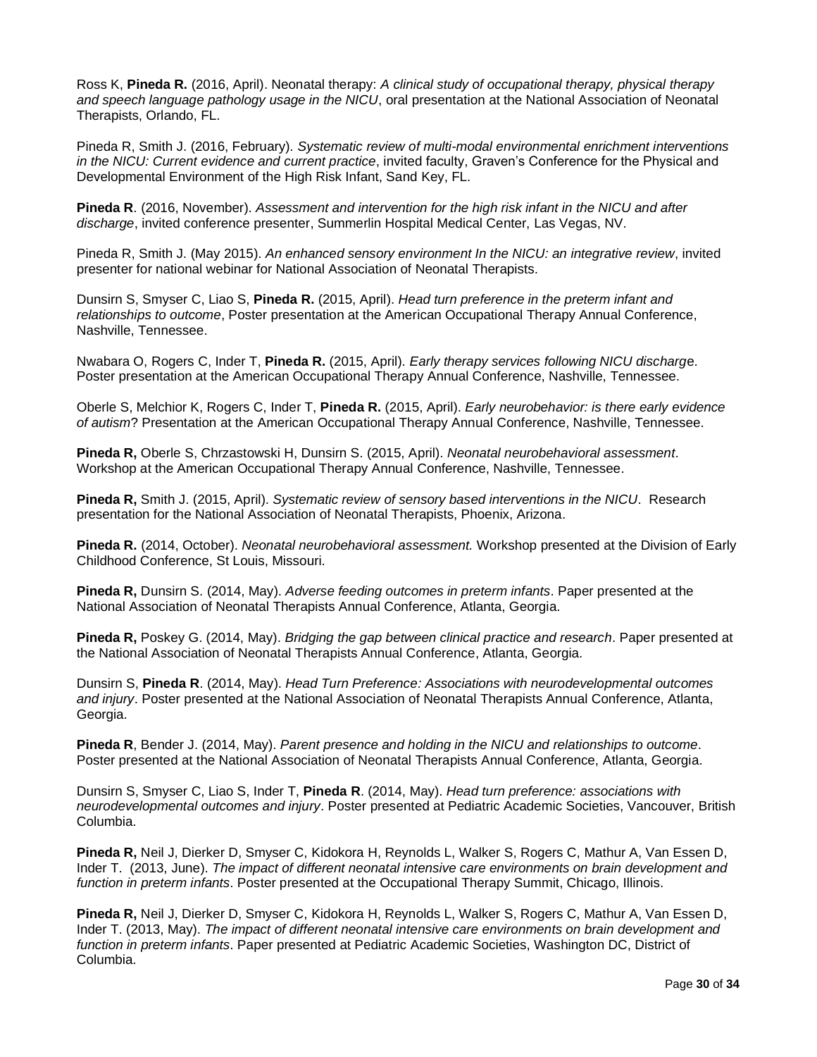Ross K, **Pineda R.** (2016, April). Neonatal therapy: *A clinical study of occupational therapy, physical therapy and speech language pathology usage in the NICU*, oral presentation at the National Association of Neonatal Therapists, Orlando, FL.

Pineda R, Smith J. (2016, February). *Systematic review of multi-modal environmental enrichment interventions in the NICU: Current evidence and current practice*, invited faculty, Graven's Conference for the Physical and Developmental Environment of the High Risk Infant, Sand Key, FL.

**Pineda R**. (2016, November). *Assessment and intervention for the high risk infant in the NICU and after discharge*, invited conference presenter, Summerlin Hospital Medical Center, Las Vegas, NV.

Pineda R, Smith J. (May 2015). *An enhanced sensory environment In the NICU: an integrative review*, invited presenter for national webinar for National Association of Neonatal Therapists.

Dunsirn S, Smyser C, Liao S, **Pineda R.** (2015, April). *Head turn preference in the preterm infant and relationships to outcome*, Poster presentation at the American Occupational Therapy Annual Conference, Nashville, Tennessee.

Nwabara O, Rogers C, Inder T, **Pineda R.** (2015, April). *Early therapy services following NICU discharge*. Poster presentation at the American Occupational Therapy Annual Conference, Nashville, Tennessee.

Oberle S, Melchior K, Rogers C, Inder T, **Pineda R.** (2015, April). *Early neurobehavior: is there early evidence of autism*? Presentation at the American Occupational Therapy Annual Conference, Nashville, Tennessee.

**Pineda R,** Oberle S, Chrzastowski H, Dunsirn S. (2015, April). *Neonatal neurobehavioral assessment*. Workshop at the American Occupational Therapy Annual Conference, Nashville, Tennessee.

**Pineda R,** Smith J. (2015, April). *Systematic review of sensory based interventions in the NICU*. Research presentation for the National Association of Neonatal Therapists, Phoenix, Arizona.

**Pineda R.** (2014, October). *Neonatal neurobehavioral assessment.* Workshop presented at the Division of Early Childhood Conference, St Louis, Missouri.

**Pineda R,** Dunsirn S. (2014, May). *Adverse feeding outcomes in preterm infants*. Paper presented at the National Association of Neonatal Therapists Annual Conference, Atlanta, Georgia.

**Pineda R,** Poskey G. (2014, May). *Bridging the gap between clinical practice and research*. Paper presented at the National Association of Neonatal Therapists Annual Conference, Atlanta, Georgia.

Dunsirn S, **Pineda R**. (2014, May). *Head Turn Preference: Associations with neurodevelopmental outcomes and injury*. Poster presented at the National Association of Neonatal Therapists Annual Conference, Atlanta, Georgia.

**Pineda R**, Bender J. (2014, May). *Parent presence and holding in the NICU and relationships to outcome*. Poster presented at the National Association of Neonatal Therapists Annual Conference, Atlanta, Georgia.

Dunsirn S, Smyser C, Liao S, Inder T, **Pineda R**. (2014, May). *Head turn preference: associations with neurodevelopmental outcomes and injury*. Poster presented at Pediatric Academic Societies, Vancouver, British Columbia.

**Pineda R,** Neil J, Dierker D, Smyser C, Kidokora H, Reynolds L, Walker S, Rogers C, Mathur A, Van Essen D, Inder T. (2013, June). *The impact of different neonatal intensive care environments on brain development and function in preterm infants*. Poster presented at the Occupational Therapy Summit, Chicago, Illinois.

**Pineda R,** Neil J, Dierker D, Smyser C, Kidokora H, Reynolds L, Walker S, Rogers C, Mathur A, Van Essen D, Inder T. (2013, May). *The impact of different neonatal intensive care environments on brain development and function in preterm infants*. Paper presented at Pediatric Academic Societies, Washington DC, District of Columbia.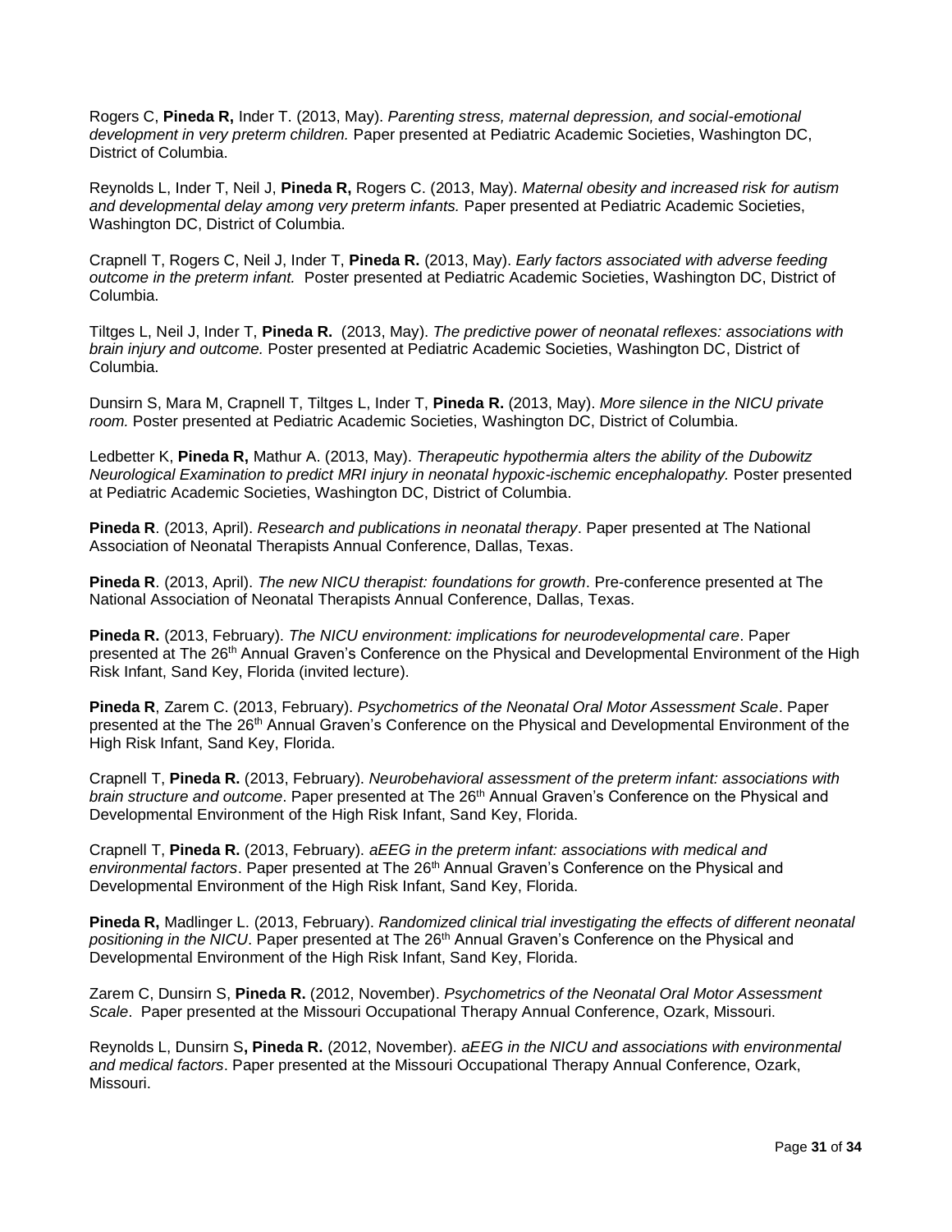Rogers C, **Pineda R,** Inder T. (2013, May). *Parenting stress, maternal depression, and social-emotional development in very preterm children.* Paper presented at Pediatric Academic Societies, Washington DC, District of Columbia.

Reynolds L, Inder T, Neil J, **Pineda R,** Rogers C. (2013, May). *Maternal obesity and increased risk for autism and developmental delay among very preterm infants.* Paper presented at Pediatric Academic Societies, Washington DC, District of Columbia.

Crapnell T, Rogers C, Neil J, Inder T, **Pineda R.** (2013, May). *Early factors associated with adverse feeding outcome in the preterm infant.* Poster presented at Pediatric Academic Societies, Washington DC, District of Columbia.

Tiltges L, Neil J, Inder T, **Pineda R.** (2013, May). *The predictive power of neonatal reflexes: associations with brain injury and outcome.* Poster presented at Pediatric Academic Societies, Washington DC, District of Columbia.

Dunsirn S, Mara M, Crapnell T, Tiltges L, Inder T, **Pineda R.** (2013, May). *More silence in the NICU private room.* Poster presented at Pediatric Academic Societies, Washington DC, District of Columbia.

Ledbetter K, **Pineda R,** Mathur A. (2013, May). *Therapeutic hypothermia alters the ability of the Dubowitz Neurological Examination to predict MRI injury in neonatal hypoxic-ischemic encephalopathy.* Poster presented at Pediatric Academic Societies, Washington DC, District of Columbia.

**Pineda R**. (2013, April). *Research and publications in neonatal therapy*. Paper presented at The National Association of Neonatal Therapists Annual Conference, Dallas, Texas.

**Pineda R**. (2013, April). *The new NICU therapist: foundations for growth*. Pre-conference presented at The National Association of Neonatal Therapists Annual Conference, Dallas, Texas.

**Pineda R.** (2013, February). *The NICU environment: implications for neurodevelopmental care*. Paper presented at The 26th Annual Graven's Conference on the Physical and Developmental Environment of the High Risk Infant, Sand Key, Florida (invited lecture).

**Pineda R**, Zarem C. (2013, February). *Psychometrics of the Neonatal Oral Motor Assessment Scale*. Paper presented at the The 26th Annual Graven's Conference on the Physical and Developmental Environment of the High Risk Infant, Sand Key, Florida.

Crapnell T, **Pineda R.** (2013, February). *Neurobehavioral assessment of the preterm infant: associations with brain structure and outcome*. Paper presented at The 26th Annual Graven's Conference on the Physical and Developmental Environment of the High Risk Infant, Sand Key, Florida.

Crapnell T, **Pineda R.** (2013, February). *aEEG in the preterm infant: associations with medical and environmental factors*. Paper presented at The 26th Annual Graven's Conference on the Physical and Developmental Environment of the High Risk Infant, Sand Key, Florida.

**Pineda R,** Madlinger L. (2013, February). *Randomized clinical trial investigating the effects of different neonatal positioning in the NICU*. Paper presented at The 26th Annual Graven's Conference on the Physical and Developmental Environment of the High Risk Infant, Sand Key, Florida.

Zarem C, Dunsirn S, **Pineda R.** (2012, November). *Psychometrics of the Neonatal Oral Motor Assessment Scale*. Paper presented at the Missouri Occupational Therapy Annual Conference, Ozark, Missouri.

Reynolds L, Dunsirn S**, Pineda R.** (2012, November). *aEEG in the NICU and associations with environmental and medical factors*. Paper presented at the Missouri Occupational Therapy Annual Conference, Ozark, Missouri.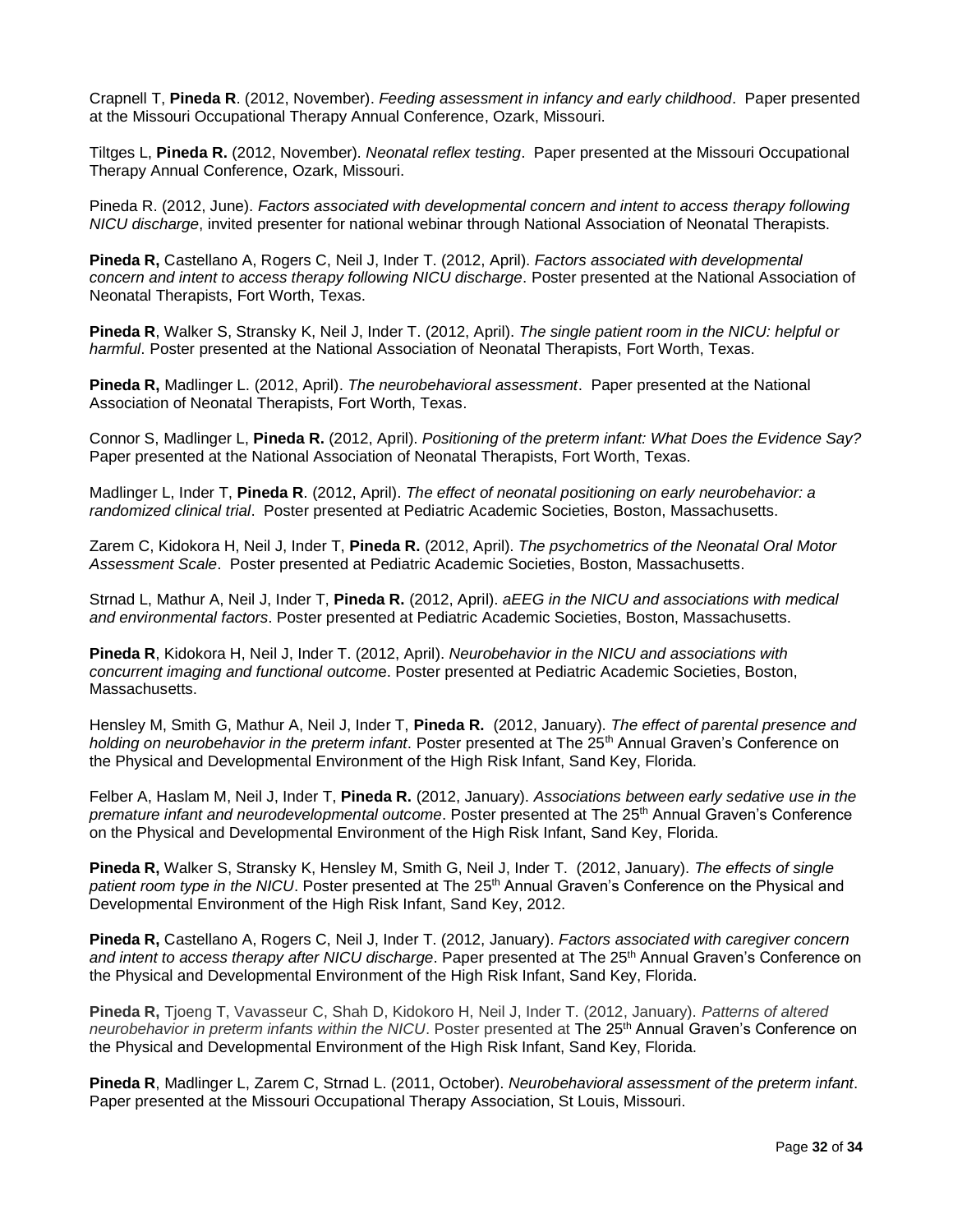Crapnell T, **Pineda R**. (2012, November). *Feeding assessment in infancy and early childhood*. Paper presented at the Missouri Occupational Therapy Annual Conference, Ozark, Missouri.

Tiltges L, **Pineda R.** (2012, November). *Neonatal reflex testing*. Paper presented at the Missouri Occupational Therapy Annual Conference, Ozark, Missouri.

Pineda R. (2012, June). *Factors associated with developmental concern and intent to access therapy following NICU discharge*, invited presenter for national webinar through National Association of Neonatal Therapists.

**Pineda R,** Castellano A, Rogers C, Neil J, Inder T. (2012, April). *Factors associated with developmental concern and intent to access therapy following NICU discharge*. Poster presented at the National Association of Neonatal Therapists, Fort Worth, Texas.

**Pineda R**, Walker S, Stransky K, Neil J, Inder T. (2012, April). *The single patient room in the NICU: helpful or harmful*. Poster presented at the National Association of Neonatal Therapists, Fort Worth, Texas.

**Pineda R,** Madlinger L. (2012, April). *The neurobehavioral assessment*. Paper presented at the National Association of Neonatal Therapists, Fort Worth, Texas.

Connor S, Madlinger L, **Pineda R.** (2012, April). *Positioning of the preterm infant: What Does the Evidence Say?* Paper presented at the National Association of Neonatal Therapists, Fort Worth, Texas.

Madlinger L, Inder T, **Pineda R**. (2012, April). *The effect of neonatal positioning on early neurobehavior: a randomized clinical trial*. Poster presented at Pediatric Academic Societies, Boston, Massachusetts.

Zarem C, Kidokora H, Neil J, Inder T, **Pineda R.** (2012, April). *The psychometrics of the Neonatal Oral Motor Assessment Scale*. Poster presented at Pediatric Academic Societies, Boston, Massachusetts.

Strnad L, Mathur A, Neil J, Inder T, **Pineda R.** (2012, April). *aEEG in the NICU and associations with medical and environmental factors*. Poster presented at Pediatric Academic Societies, Boston, Massachusetts.

**Pineda R**, Kidokora H, Neil J, Inder T. (2012, April). *Neurobehavior in the NICU and associations with concurrent imaging and functional outcome*. Poster presented at Pediatric Academic Societies, Boston, Massachusetts.

Hensley M, Smith G, Mathur A, Neil J, Inder T, **Pineda R.** (2012, January). *The effect of parental presence and holding on neurobehavior in the preterm infant*. Poster presented at The 25th Annual Graven's Conference on the Physical and Developmental Environment of the High Risk Infant, Sand Key, Florida.

Felber A, Haslam M, Neil J, Inder T, **Pineda R.** (2012, January). *Associations between early sedative use in the premature infant and neurodevelopmental outcome*. Poster presented at The 25th Annual Graven's Conference on the Physical and Developmental Environment of the High Risk Infant, Sand Key, Florida.

**Pineda R,** Walker S, Stransky K, Hensley M, Smith G, Neil J, Inder T. (2012, January). *The effects of single patient room type in the NICU*. Poster presented at The 25th Annual Graven's Conference on the Physical and Developmental Environment of the High Risk Infant, Sand Key, 2012.

**Pineda R,** Castellano A, Rogers C, Neil J, Inder T. (2012, January). *Factors associated with caregiver concern and intent to access therapy after NICU discharge*. Paper presented at The 25th Annual Graven's Conference on the Physical and Developmental Environment of the High Risk Infant, Sand Key, Florida.

**Pineda R,** Tjoeng T, Vavasseur C, Shah D, Kidokoro H, Neil J, Inder T. (2012, January). *Patterns of altered neurobehavior in preterm infants within the NICU*. Poster presented at The 25th Annual Graven's Conference on the Physical and Developmental Environment of the High Risk Infant, Sand Key, Florida.

**Pineda R**, Madlinger L, Zarem C, Strnad L. (2011, October). *Neurobehavioral assessment of the preterm infant*. Paper presented at the Missouri Occupational Therapy Association, St Louis, Missouri.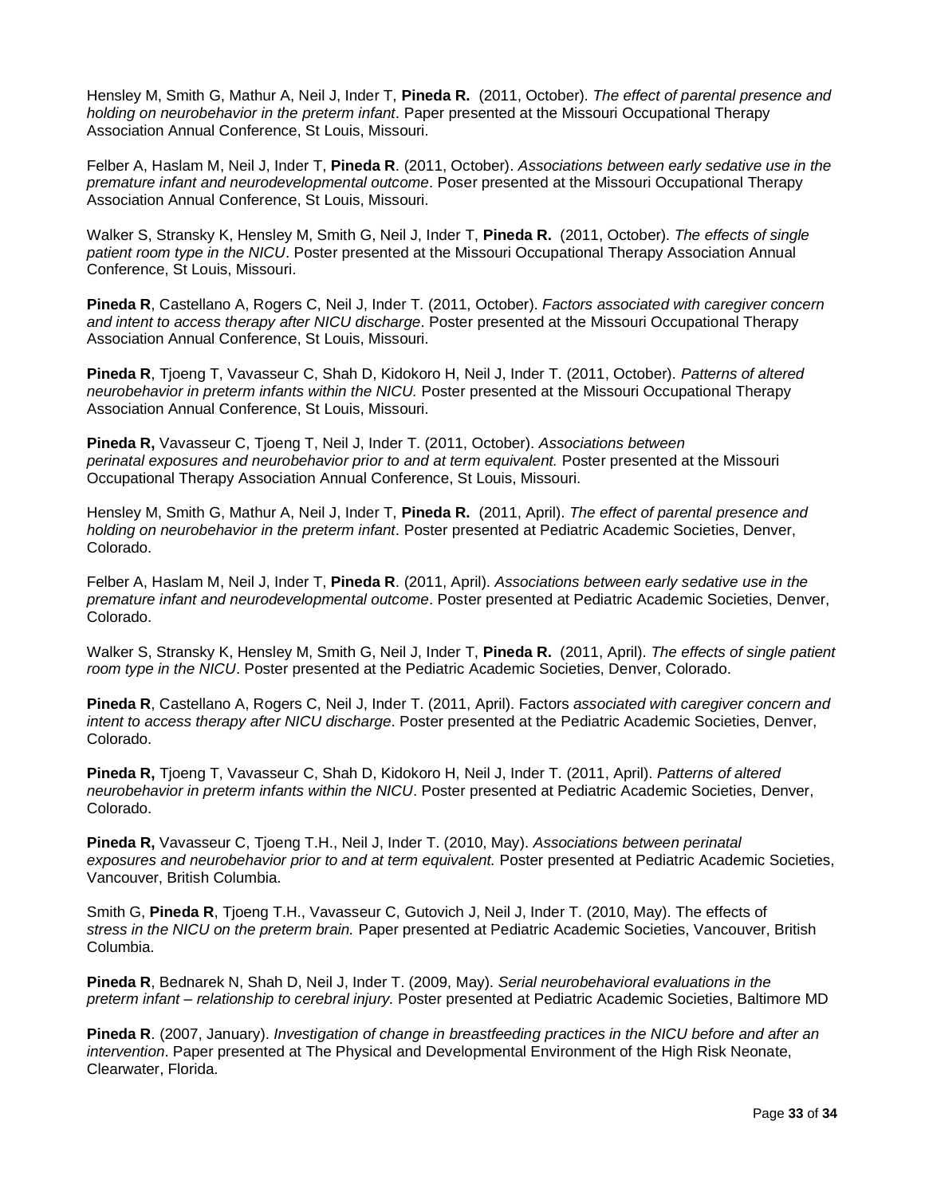Hensley M, Smith G, Mathur A, Neil J, Inder T, **Pineda R.** (2011, October). *The effect of parental presence and holding on neurobehavior in the preterm infant*. Paper presented at the Missouri Occupational Therapy Association Annual Conference, St Louis, Missouri.

Felber A, Haslam M, Neil J, Inder T, **Pineda R**. (2011, October). *Associations between early sedative use in the premature infant and neurodevelopmental outcome*. Poser presented at the Missouri Occupational Therapy Association Annual Conference, St Louis, Missouri.

Walker S, Stransky K, Hensley M, Smith G, Neil J, Inder T, **Pineda R.** (2011, October). *The effects of single patient room type in the NICU*. Poster presented at the Missouri Occupational Therapy Association Annual Conference, St Louis, Missouri.

**Pineda R**, Castellano A, Rogers C, Neil J, Inder T. (2011, October). *Factors associated with caregiver concern and intent to access therapy after NICU discharge*. Poster presented at the Missouri Occupational Therapy Association Annual Conference, St Louis, Missouri.

**Pineda R**, Tjoeng T, Vavasseur C, Shah D, Kidokoro H, Neil J, Inder T. (2011, October). *Patterns of altered neurobehavior in preterm infants within the NICU.* Poster presented at the Missouri Occupational Therapy Association Annual Conference, St Louis, Missouri.

**Pineda R,** Vavasseur C, Tjoeng T, Neil J, Inder T. (2011, October). *Associations between perinatal exposures and neurobehavior prior to and at term equivalent.* Poster presented at the Missouri Occupational Therapy Association Annual Conference, St Louis, Missouri.

Hensley M, Smith G, Mathur A, Neil J, Inder T, **Pineda R.** (2011, April). *The effect of parental presence and holding on neurobehavior in the preterm infant*. Poster presented at Pediatric Academic Societies, Denver, Colorado.

Felber A, Haslam M, Neil J, Inder T, **Pineda R**. (2011, April). *Associations between early sedative use in the premature infant and neurodevelopmental outcome*. Poster presented at Pediatric Academic Societies, Denver, Colorado.

Walker S, Stransky K, Hensley M, Smith G, Neil J, Inder T, **Pineda R.** (2011, April). *The effects of single patient room type in the NICU*. Poster presented at the Pediatric Academic Societies, Denver, Colorado.

**Pineda R**, Castellano A, Rogers C, Neil J, Inder T. (2011, April). Factors *associated with caregiver concern and intent to access therapy after NICU discharge*. Poster presented at the Pediatric Academic Societies, Denver, Colorado.

**Pineda R,** Tjoeng T, Vavasseur C, Shah D, Kidokoro H, Neil J, Inder T. (2011, April). *Patterns of altered neurobehavior in preterm infants within the NICU*. Poster presented at Pediatric Academic Societies, Denver, Colorado.

**Pineda R,** Vavasseur C, Tjoeng T.H., Neil J, Inder T. (2010, May). *Associations between perinatal exposures and neurobehavior prior to and at term equivalent.* Poster presented at Pediatric Academic Societies, Vancouver, British Columbia.

Smith G, **Pineda R**, Tjoeng T.H., Vavasseur C, Gutovich J, Neil J, Inder T. (2010, May). The effects of *stress in the NICU on the preterm brain.* Paper presented at Pediatric Academic Societies, Vancouver, British Columbia.

**Pineda R**, Bednarek N, Shah D, Neil J, Inder T. (2009, May). *Serial neurobehavioral evaluations in the preterm infant – relationship to cerebral injury.* Poster presented at Pediatric Academic Societies, Baltimore MD

**Pineda R**. (2007, January). *Investigation of change in breastfeeding practices in the NICU before and after an intervention*. Paper presented at The Physical and Developmental Environment of the High Risk Neonate, Clearwater, Florida.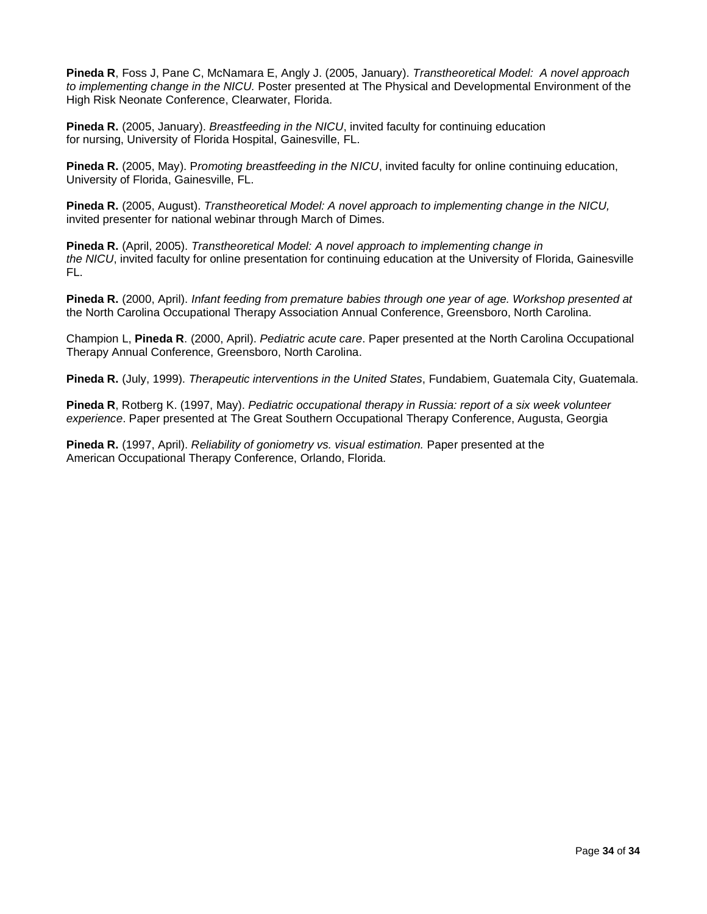**Pineda R**, Foss J, Pane C, McNamara E, Angly J. (2005, January). *Transtheoretical Model: A novel approach to implementing change in the NICU.* Poster presented at The Physical and Developmental Environment of the High Risk Neonate Conference, Clearwater, Florida.

**Pineda R.** (2005, January). *Breastfeeding in the NICU*, invited faculty for continuing education for nursing, University of Florida Hospital, Gainesville, FL.

**Pineda R.** (2005, May). P*romoting breastfeeding in the NICU*, invited faculty for online continuing education, University of Florida, Gainesville, FL.

**Pineda R.** (2005, August). *Transtheoretical Model: A novel approach to implementing change in the NICU,* invited presenter for national webinar through March of Dimes.

**Pineda R.** (April, 2005). *Transtheoretical Model: A novel approach to implementing change in the NICU*, invited faculty for online presentation for continuing education at the University of Florida, Gainesville FL.

**Pineda R.** (2000, April). *Infant feeding from premature babies through one year of age. Workshop presented at* the North Carolina Occupational Therapy Association Annual Conference, Greensboro, North Carolina.

Champion L, **Pineda R**. (2000, April). *Pediatric acute care*. Paper presented at the North Carolina Occupational Therapy Annual Conference, Greensboro, North Carolina.

**Pineda R.** (July, 1999). *Therapeutic interventions in the United States*, Fundabiem, Guatemala City, Guatemala.

**Pineda R**, Rotberg K. (1997, May). *Pediatric occupational therapy in Russia: report of a six week volunteer experience*. Paper presented at The Great Southern Occupational Therapy Conference, Augusta, Georgia

**Pineda R.** (1997, April). *Reliability of goniometry vs. visual estimation.* Paper presented at the American Occupational Therapy Conference, Orlando, Florida.